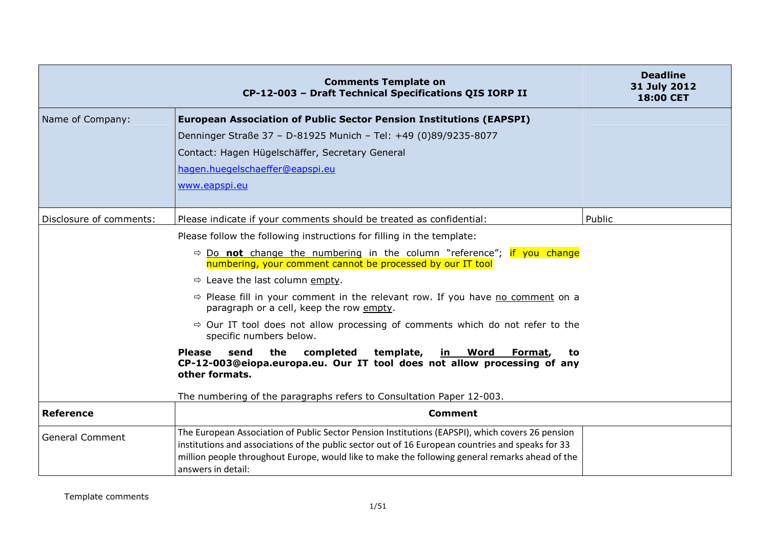| Comments Template on CP-12-003 – Draft Technical Specifications QIS IORP II | | Deadline 31 July 2012 18:00 CET |
|---|---|---|
| Name of Company: | **European Association of Public Sector Pension Institutions (EAPSPI)**<br>Denninger Straße 37 – D-81925 Munich – Tel: +49 (0)89/9235-8077<br>Contact: Hagen Hügelschäffer, Secretary General<br>hagen.huegelschaeffer@eapspi.eu<br>www.eapspi.eu | |
| Disclosure of comments: | Please indicate if your comments should be treated as confidential: | Public |
| | Please follow the following instructions for filling in the template:<br>⇨ Do **not** change the numbering in the column "reference"; if you change numbering, your comment cannot be processed by our IT tool<br>⇨ Leave the last column empty.<br>⇨ Please fill in your comment in the relevant row. If you have no comment on a paragraph or a cell, keep the row empty.<br>⇨ Our IT tool does not allow processing of comments which do not refer to the specific numbers below.<br>**Please send the completed template, in Word Format, to CP-12-003@eiopa.europa.eu. Our IT tool does not allow processing of any other formats.**<br>The numbering of the paragraphs refers to Consultation Paper 12-003. | |
| **Reference** | **Comment** | |
| General Comment | The European Association of Public Sector Pension Institutions (EAPSPI), which covers 26 pension institutions and associations of the public sector out of 16 European countries and speaks for 33 million people throughout Europe, would like to make the following general remarks ahead of the answers in detail: | |

Template comments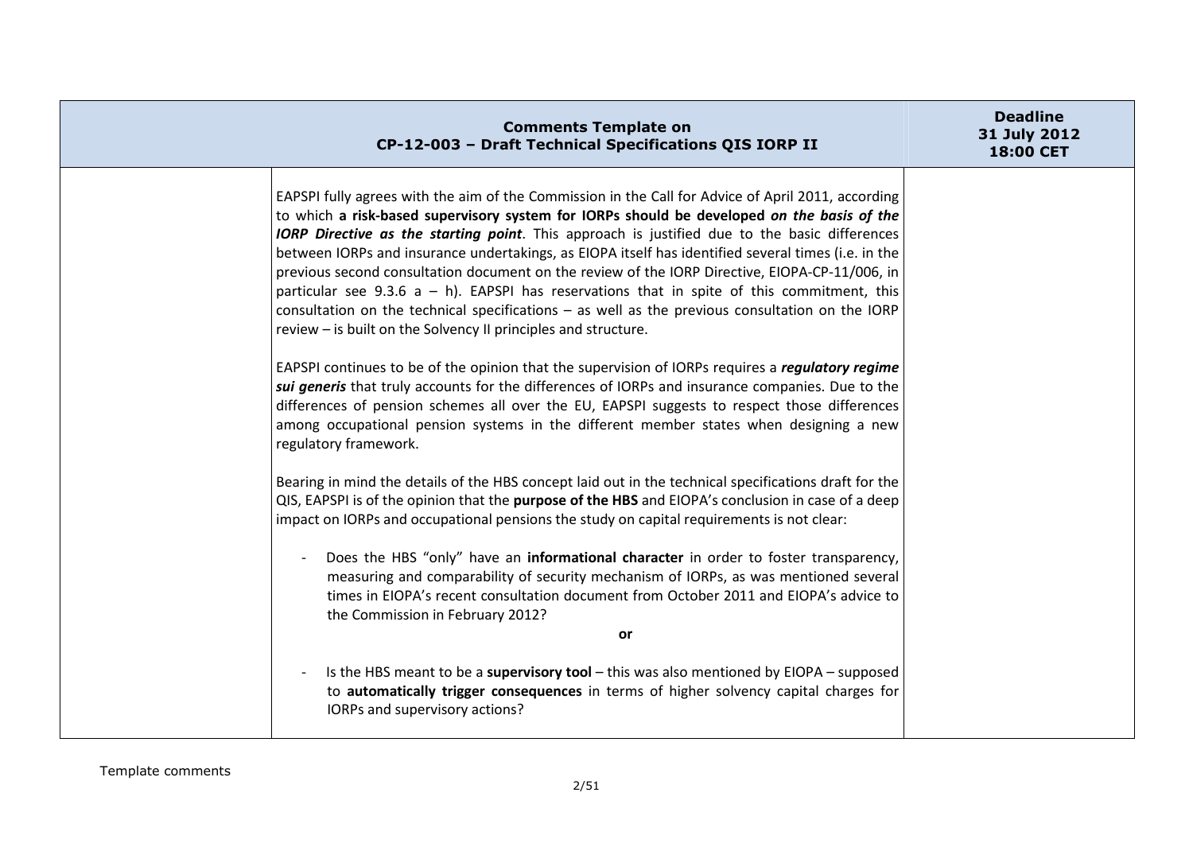EAPSPI fully agrees with the aim of the Commission in the Call for Advice of April 2011, according to which **a risk-based supervisory system for IORPs should be developed *on the basis of the IORP Directive as the starting point***. This approach is justified due to the basic differences between IORPs and insurance undertakings, as EIOPA itself has identified several times (i.e. in the previous second consultation document on the review of the IORP Directive, EIOPA-CP-11/006, in particular see 9.3.6 a – h). EAPSPI has reservations that in spite of this commitment, this consultation on the technical specifications – as well as the previous consultation on the IORP review – is built on the Solvency II principles and structure.

EAPSPI continues to be of the opinion that the supervision of IORPs requires a ***regulatory regime sui generis*** that truly accounts for the differences of IORPs and insurance companies. Due to the differences of pension schemes all over the EU, EAPSPI suggests to respect those differences among occupational pension systems in the different member states when designing a new regulatory framework.

Bearing in mind the details of the HBS concept laid out in the technical specifications draft for the QIS, EAPSPI is of the opinion that the **purpose of the HBS** and EIOPA's conclusion in case of a deep impact on IORPs and occupational pensions the study on capital requirements is not clear:

- Does the HBS "only" have an **informational character** in order to foster transparency, measuring and comparability of security mechanism of IORPs, as was mentioned several times in EIOPA's recent consultation document from October 2011 and EIOPA's advice to the Commission in February 2012?

**or**

- Is the HBS meant to be a **supervisory tool** – this was also mentioned by EIOPA – supposed to **automatically trigger consequences** in terms of higher solvency capital charges for IORPs and supervisory actions?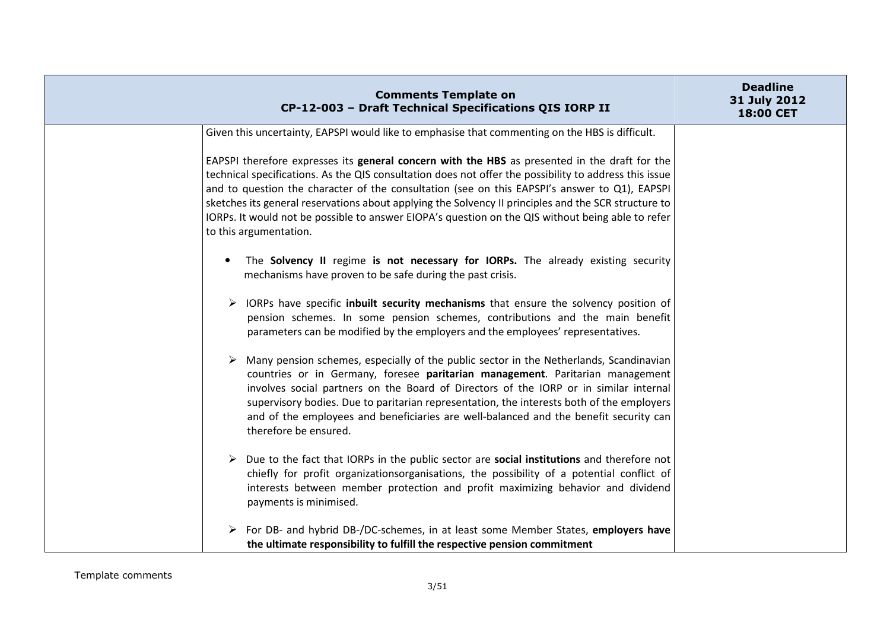| | Given this uncertainty, EAPSPI would like to emphasise that commenting on the HBS is difficult.<br><br>EAPSPI therefore expresses its **general concern with the HBS** as presented in the draft for the technical specifications. As the QIS consultation does not offer the possibility to address this issue and to question the character of the consultation (see on this EAPSPI's answer to Q1), EAPSPI sketches its general reservations about applying the Solvency II principles and the SCR structure to IORPs. It would not be possible to answer EIOPA's question on the QIS without being able to refer to this argumentation.<br><br>• The **Solvency II** regime **is not necessary for IORPs.** The already existing security mechanisms have proven to be safe during the past crisis.<br><br>➢ IORPs have specific **inbuilt security mechanisms** that ensure the solvency position of pension schemes. In some pension schemes, contributions and the main benefit parameters can be modified by the employers and the employees' representatives.<br><br>➢ Many pension schemes, especially of the public sector in the Netherlands, Scandinavian countries or in Germany, foresee **paritarian management**. Paritarian management involves social partners on the Board of Directors of the IORP or in similar internal supervisory bodies. Due to paritarian representation, the interests both of the employers and of the employees and beneficiaries are well-balanced and the benefit security can therefore be ensured.<br><br>➢ Due to the fact that IORPs in the public sector are **social institutions** and therefore not chiefly for profit organizationsorganisations, the possibility of a potential conflict of interests between member protection and profit maximizing behavior and dividend payments is minimised.<br><br>➢ For DB- and hybrid DB-/DC-schemes, in at least some Member States, **employers have the ultimate responsibility to fulfill the respective pension commitment** | |
|---|---|---|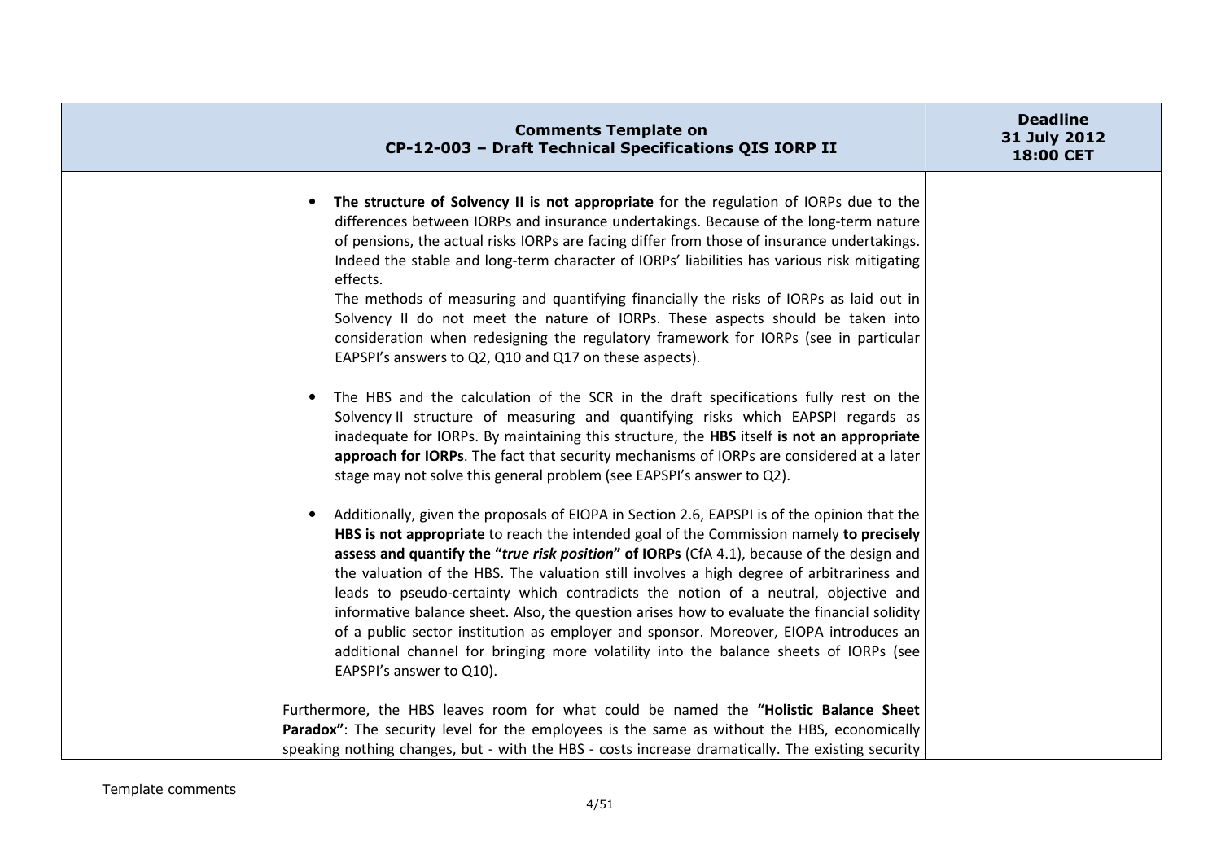- **The structure of Solvency II is not appropriate** for the regulation of IORPs due to the differences between IORPs and insurance undertakings. Because of the long-term nature of pensions, the actual risks IORPs are facing differ from those of insurance undertakings. Indeed the stable and long-term character of IORPs' liabilities has various risk mitigating effects.
  
  The methods of measuring and quantifying financially the risks of IORPs as laid out in Solvency II do not meet the nature of IORPs. These aspects should be taken into consideration when redesigning the regulatory framework for IORPs (see in particular EAPSPI's answers to Q2, Q10 and Q17 on these aspects).

- The HBS and the calculation of the SCR in the draft specifications fully rest on the Solvency II structure of measuring and quantifying risks which EAPSPI regards as inadequate for IORPs. By maintaining this structure, the **HBS** itself **is not an appropriate approach for IORPs**. The fact that security mechanisms of IORPs are considered at a later stage may not solve this general problem (see EAPSPI's answer to Q2).

- Additionally, given the proposals of EIOPA in Section 2.6, EAPSPI is of the opinion that the **HBS is not appropriate** to reach the intended goal of the Commission namely **to precisely assess and quantify the "*true risk position*" of IORPs** (CfA 4.1), because of the design and the valuation of the HBS. The valuation still involves a high degree of arbitrariness and leads to pseudo-certainty which contradicts the notion of a neutral, objective and informative balance sheet. Also, the question arises how to evaluate the financial solidity of a public sector institution as employer and sponsor. Moreover, EIOPA introduces an additional channel for bringing more volatility into the balance sheets of IORPs (see EAPSPI's answer to Q10).

Furthermore, the HBS leaves room for what could be named the **"Holistic Balance Sheet Paradox"**: The security level for the employees is the same as without the HBS, economically speaking nothing changes, but - with the HBS - costs increase dramatically. The existing security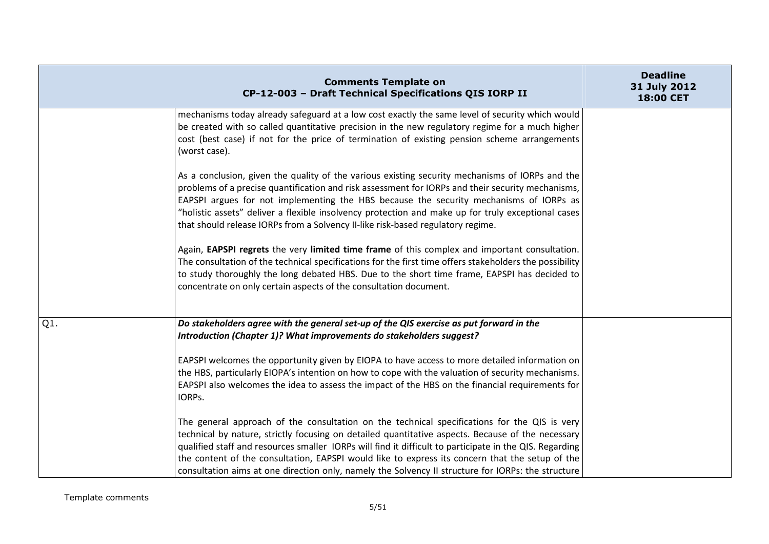| Comments Template on CP-12-003 – Draft Technical Specifications QIS IORP II | | Deadline 31 July 2012 18:00 CET |
| --- | --- | --- |
| | mechanisms today already safeguard at a low cost exactly the same level of security which would be created with so called quantitative precision in the new regulatory regime for a much higher cost (best case) if not for the price of termination of existing pension scheme arrangements (worst case).<br><br>As a conclusion, given the quality of the various existing security mechanisms of IORPs and the problems of a precise quantification and risk assessment for IORPs and their security mechanisms, EAPSPI argues for not implementing the HBS because the security mechanisms of IORPs as "holistic assets" deliver a flexible insolvency protection and make up for truly exceptional cases that should release IORPs from a Solvency II-like risk-based regulatory regime.<br><br>Again, **EAPSPI regrets** the very **limited time frame** of this complex and important consultation. The consultation of the technical specifications for the first time offers stakeholders the possibility to study thoroughly the long debated HBS. Due to the short time frame, EAPSPI has decided to concentrate on only certain aspects of the consultation document. | |
| Q1. | ***Do stakeholders agree with the general set-up of the QIS exercise as put forward in the Introduction (Chapter 1)? What improvements do stakeholders suggest?***<br><br>EAPSPI welcomes the opportunity given by EIOPA to have access to more detailed information on the HBS, particularly EIOPA's intention on how to cope with the valuation of security mechanisms. EAPSPI also welcomes the idea to assess the impact of the HBS on the financial requirements for IORPs.<br><br>The general approach of the consultation on the technical specifications for the QIS is very technical by nature, strictly focusing on detailed quantitative aspects. Because of the necessary qualified staff and resources smaller IORPs will find it difficult to participate in the QIS. Regarding the content of the consultation, EAPSPI would like to express its concern that the setup of the consultation aims at one direction only, namely the Solvency II structure for IORPs: the structure | |

Template comments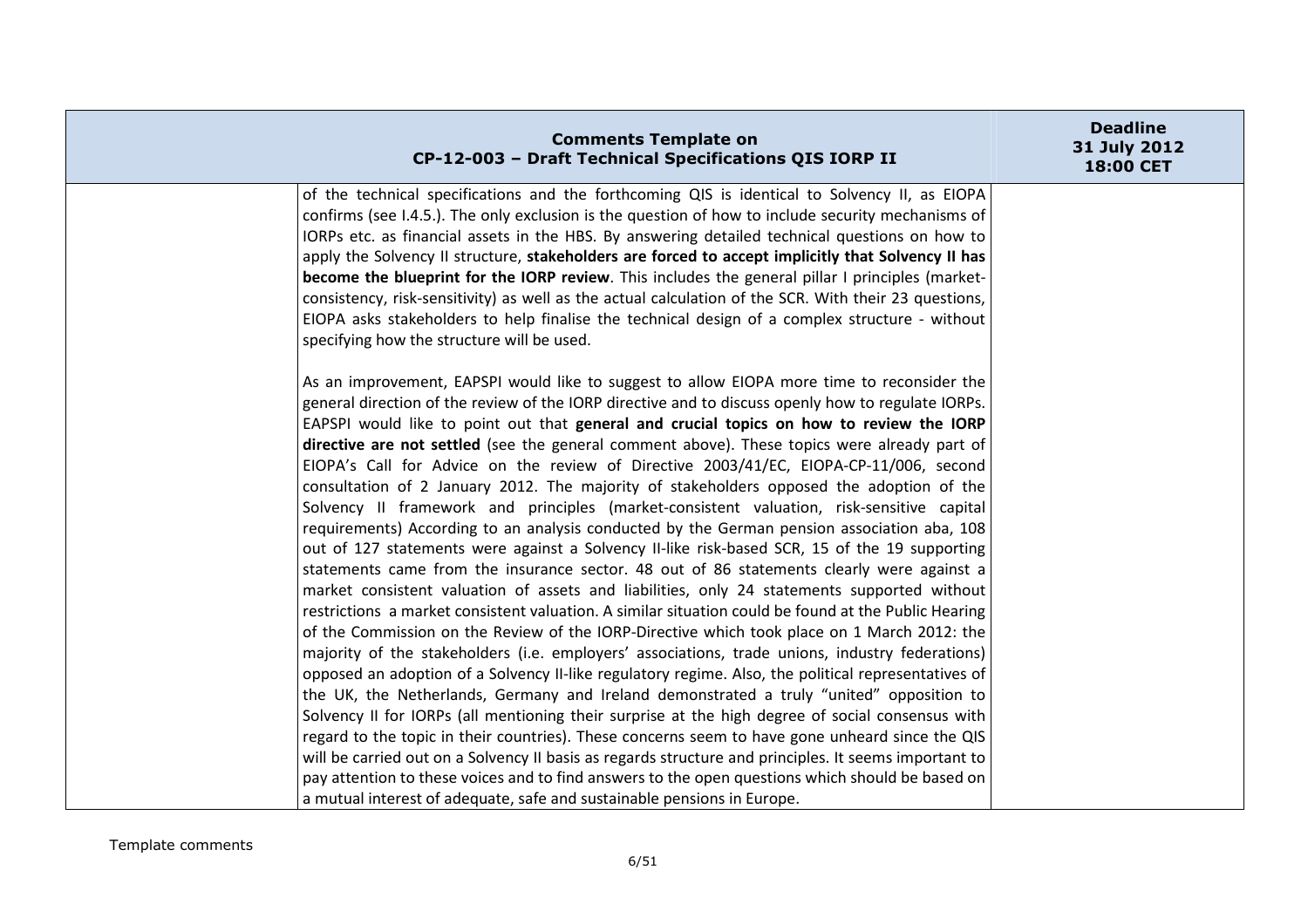| Comments Template on CP-12-003 – Draft Technical Specifications QIS IORP II | | Deadline 31 July 2012 18:00 CET |
|---|---|---|
| | of the technical specifications and the forthcoming QIS is identical to Solvency II, as EIOPA confirms (see I.4.5.). The only exclusion is the question of how to include security mechanisms of IORPs etc. as financial assets in the HBS. By answering detailed technical questions on how to apply the Solvency II structure, **stakeholders are forced to accept implicitly that Solvency II has become the blueprint for the IORP review**. This includes the general pillar I principles (market-consistency, risk-sensitivity) as well as the actual calculation of the SCR. With their 23 questions, EIOPA asks stakeholders to help finalise the technical design of a complex structure - without specifying how the structure will be used.<br><br>As an improvement, EAPSPI would like to suggest to allow EIOPA more time to reconsider the general direction of the review of the IORP directive and to discuss openly how to regulate IORPs. EAPSPI would like to point out that **general and crucial topics on how to review the IORP directive are not settled** (see the general comment above). These topics were already part of EIOPA's Call for Advice on the review of Directive 2003/41/EC, EIOPA-CP-11/006, second consultation of 2 January 2012. The majority of stakeholders opposed the adoption of the Solvency II framework and principles (market-consistent valuation, risk-sensitive capital requirements) According to an analysis conducted by the German pension association aba, 108 out of 127 statements were against a Solvency II-like risk-based SCR, 15 of the 19 supporting statements came from the insurance sector. 48 out of 86 statements clearly were against a market consistent valuation of assets and liabilities, only 24 statements supported without restrictions a market consistent valuation. A similar situation could be found at the Public Hearing of the Commission on the Review of the IORP-Directive which took place on 1 March 2012: the majority of the stakeholders (i.e. employers' associations, trade unions, industry federations) opposed an adoption of a Solvency II-like regulatory regime. Also, the political representatives of the UK, the Netherlands, Germany and Ireland demonstrated a truly "united" opposition to Solvency II for IORPs (all mentioning their surprise at the high degree of social consensus with regard to the topic in their countries). These concerns seem to have gone unheard since the QIS will be carried out on a Solvency II basis as regards structure and principles. It seems important to pay attention to these voices and to find answers to the open questions which should be based on a mutual interest of adequate, safe and sustainable pensions in Europe. | |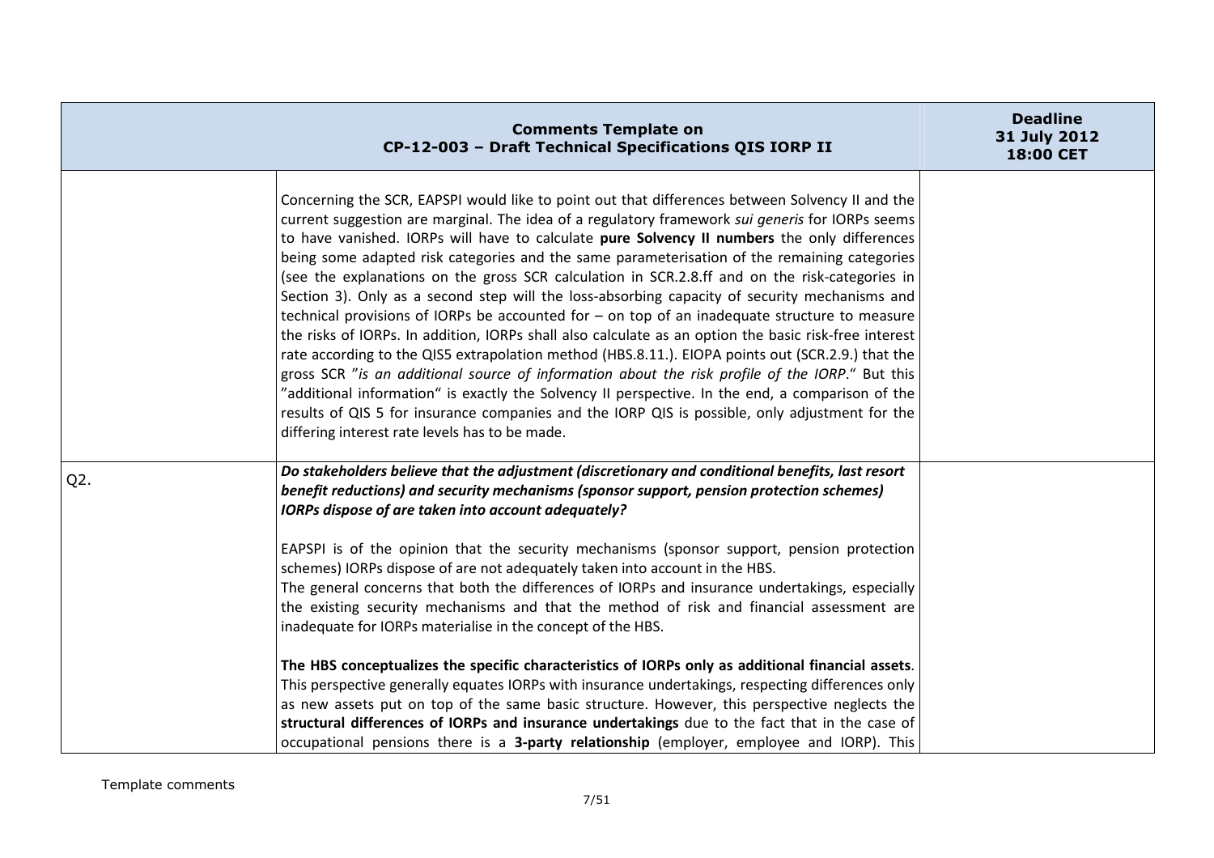| Comments Template on CP-12-003 – Draft Technical Specifications QIS IORP II | | Deadline 31 July 2012 18:00 CET |
|---|---|---|
| | Concerning the SCR, EAPSPI would like to point out that differences between Solvency II and the current suggestion are marginal. The idea of a regulatory framework *sui generis* for IORPs seems to have vanished. IORPs will have to calculate **pure Solvency II numbers** the only differences being some adapted risk categories and the same parameterisation of the remaining categories (see the explanations on the gross SCR calculation in SCR.2.8.ff and on the risk-categories in Section 3). Only as a second step will the loss-absorbing capacity of security mechanisms and technical provisions of IORPs be accounted for – on top of an inadequate structure to measure the risks of IORPs. In addition, IORPs shall also calculate as an option the basic risk-free interest rate according to the QIS5 extrapolation method (HBS.8.11.). EIOPA points out (SCR.2.9.) that the gross SCR "*is an additional source of information about the risk profile of the IORP*." But this "additional information" is exactly the Solvency II perspective. In the end, a comparison of the results of QIS 5 for insurance companies and the IORP QIS is possible, only adjustment for the differing interest rate levels has to be made. | |
| Q2. | ***Do stakeholders believe that the adjustment (discretionary and conditional benefits, last resort benefit reductions) and security mechanisms (sponsor support, pension protection schemes) IORPs dispose of are taken into account adequately?***<br><br>EAPSPI is of the opinion that the security mechanisms (sponsor support, pension protection schemes) IORPs dispose of are not adequately taken into account in the HBS.<br>The general concerns that both the differences of IORPs and insurance undertakings, especially the existing security mechanisms and that the method of risk and financial assessment are inadequate for IORPs materialise in the concept of the HBS.<br><br>**The HBS conceptualizes the specific characteristics of IORPs only as additional financial assets**. This perspective generally equates IORPs with insurance undertakings, respecting differences only as new assets put on top of the same basic structure. However, this perspective neglects the **structural differences of IORPs and insurance undertakings** due to the fact that in the case of occupational pensions there is a **3-party relationship** (employer, employee and IORP). This | |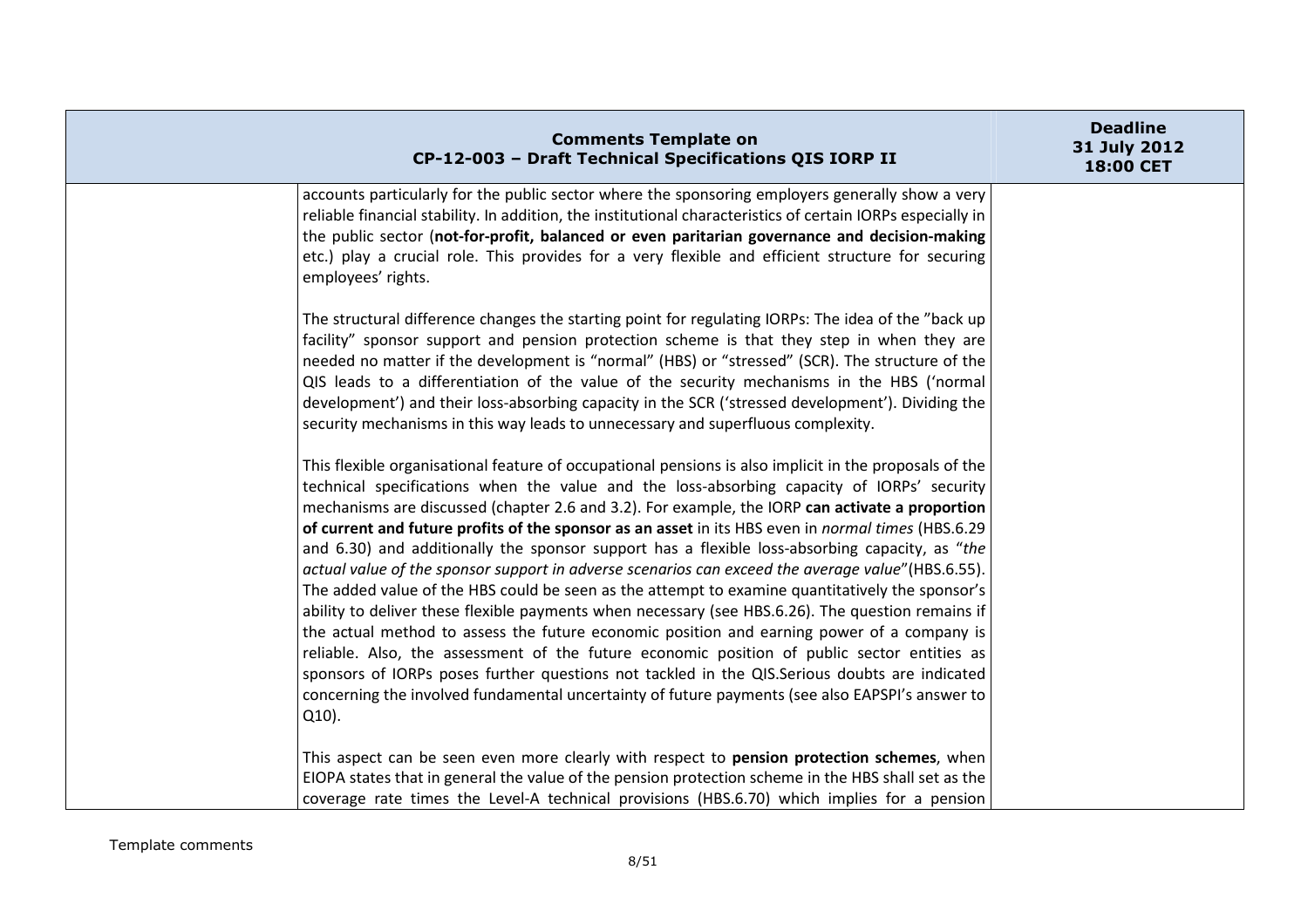| Comments Template on CP-12-003 – Draft Technical Specifications QIS IORP II | | Deadline 31 July 2012 18:00 CET |
|---|---|---|
| | accounts particularly for the public sector where the sponsoring employers generally show a very reliable financial stability. In addition, the institutional characteristics of certain IORPs especially in the public sector (**not-for-profit, balanced or even paritarian governance and decision-making** etc.) play a crucial role. This provides for a very flexible and efficient structure for securing employees' rights.<br><br>The structural difference changes the starting point for regulating IORPs: The idea of the "back up facility" sponsor support and pension protection scheme is that they step in when they are needed no matter if the development is "normal" (HBS) or "stressed" (SCR). The structure of the QIS leads to a differentiation of the value of the security mechanisms in the HBS ('normal development') and their loss-absorbing capacity in the SCR ('stressed development'). Dividing the security mechanisms in this way leads to unnecessary and superfluous complexity.<br><br>This flexible organisational feature of occupational pensions is also implicit in the proposals of the technical specifications when the value and the loss-absorbing capacity of IORPs' security mechanisms are discussed (chapter 2.6 and 3.2). For example, the IORP **can activate a proportion of current and future profits of the sponsor as an asset** in its HBS even in *normal times* (HBS.6.29 and 6.30) and additionally the sponsor support has a flexible loss-absorbing capacity, as "*the actual value of the sponsor support in adverse scenarios can exceed the average value*"(HBS.6.55). The added value of the HBS could be seen as the attempt to examine quantitatively the sponsor's ability to deliver these flexible payments when necessary (see HBS.6.26). The question remains if the actual method to assess the future economic position and earning power of a company is reliable. Also, the assessment of the future economic position of public sector entities as sponsors of IORPs poses further questions not tackled in the QIS.Serious doubts are indicated concerning the involved fundamental uncertainty of future payments (see also EAPSPI's answer to Q10).<br><br>This aspect can be seen even more clearly with respect to **pension protection schemes**, when EIOPA states that in general the value of the pension protection scheme in the HBS shall set as the coverage rate times the Level-A technical provisions (HBS.6.70) which implies for a pension | |

Template comments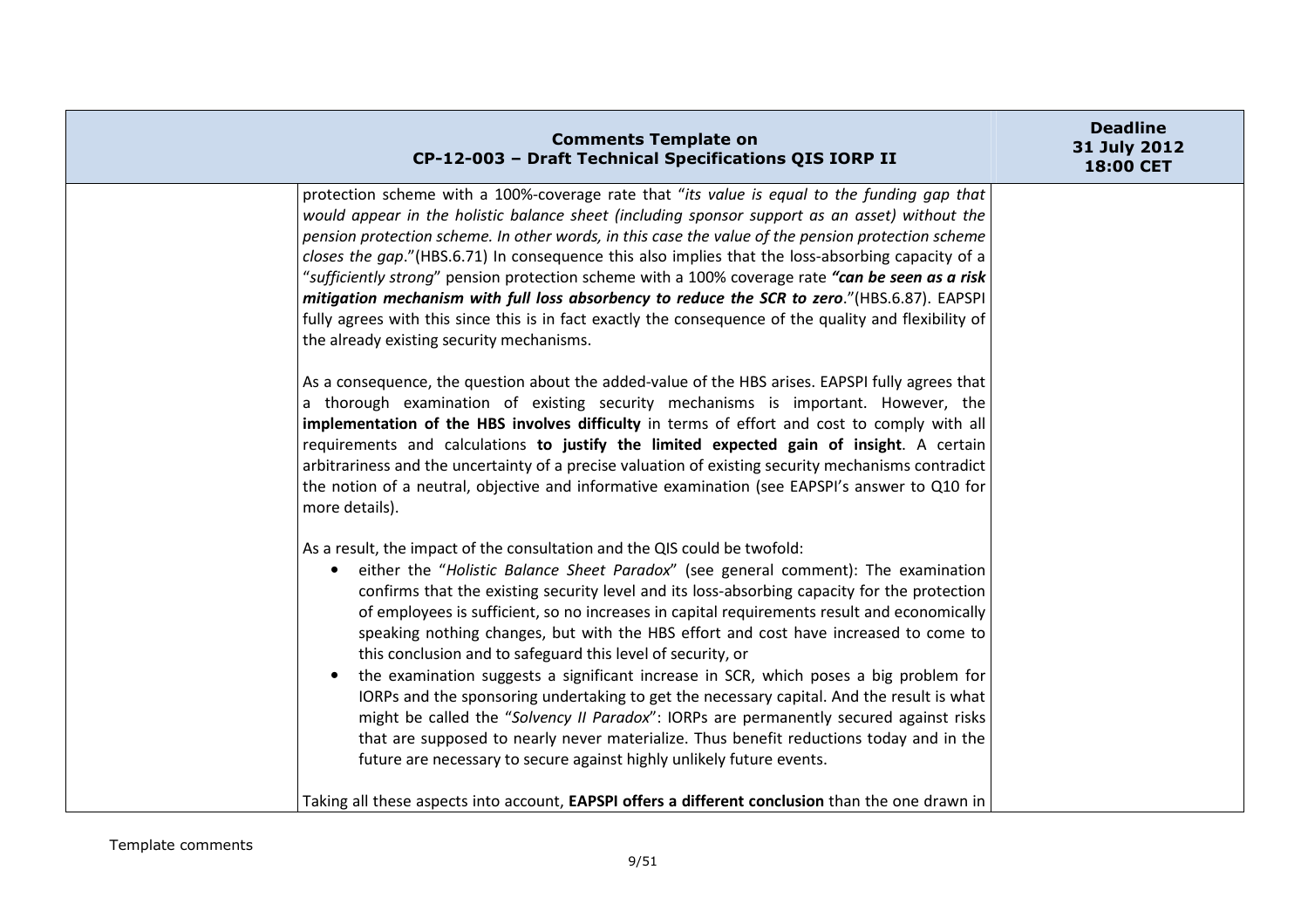protection scheme with a 100%-coverage rate that "*its value is equal to the funding gap that would appear in the holistic balance sheet (including sponsor support as an asset) without the pension protection scheme. In other words, in this case the value of the pension protection scheme closes the gap*."(HBS.6.71) In consequence this also implies that the loss-absorbing capacity of a "*sufficiently strong*" pension protection scheme with a 100% coverage rate ***"can be seen as a risk mitigation mechanism with full loss absorbency to reduce the SCR to zero***."(HBS.6.87). EAPSPI fully agrees with this since this is in fact exactly the consequence of the quality and flexibility of the already existing security mechanisms.

As a consequence, the question about the added-value of the HBS arises. EAPSPI fully agrees that a thorough examination of existing security mechanisms is important. However, the **implementation of the HBS involves difficulty** in terms of effort and cost to comply with all requirements and calculations **to justify the limited expected gain of insight**. A certain arbitrariness and the uncertainty of a precise valuation of existing security mechanisms contradict the notion of a neutral, objective and informative examination (see EAPSPI's answer to Q10 for more details).

As a result, the impact of the consultation and the QIS could be twofold:

- either the "*Holistic Balance Sheet Paradox*" (see general comment): The examination confirms that the existing security level and its loss-absorbing capacity for the protection of employees is sufficient, so no increases in capital requirements result and economically speaking nothing changes, but with the HBS effort and cost have increased to come to this conclusion and to safeguard this level of security, or
- the examination suggests a significant increase in SCR, which poses a big problem for IORPs and the sponsoring undertaking to get the necessary capital. And the result is what might be called the "*Solvency II Paradox*": IORPs are permanently secured against risks that are supposed to nearly never materialize. Thus benefit reductions today and in the future are necessary to secure against highly unlikely future events.

Taking all these aspects into account, **EAPSPI offers a different conclusion** than the one drawn in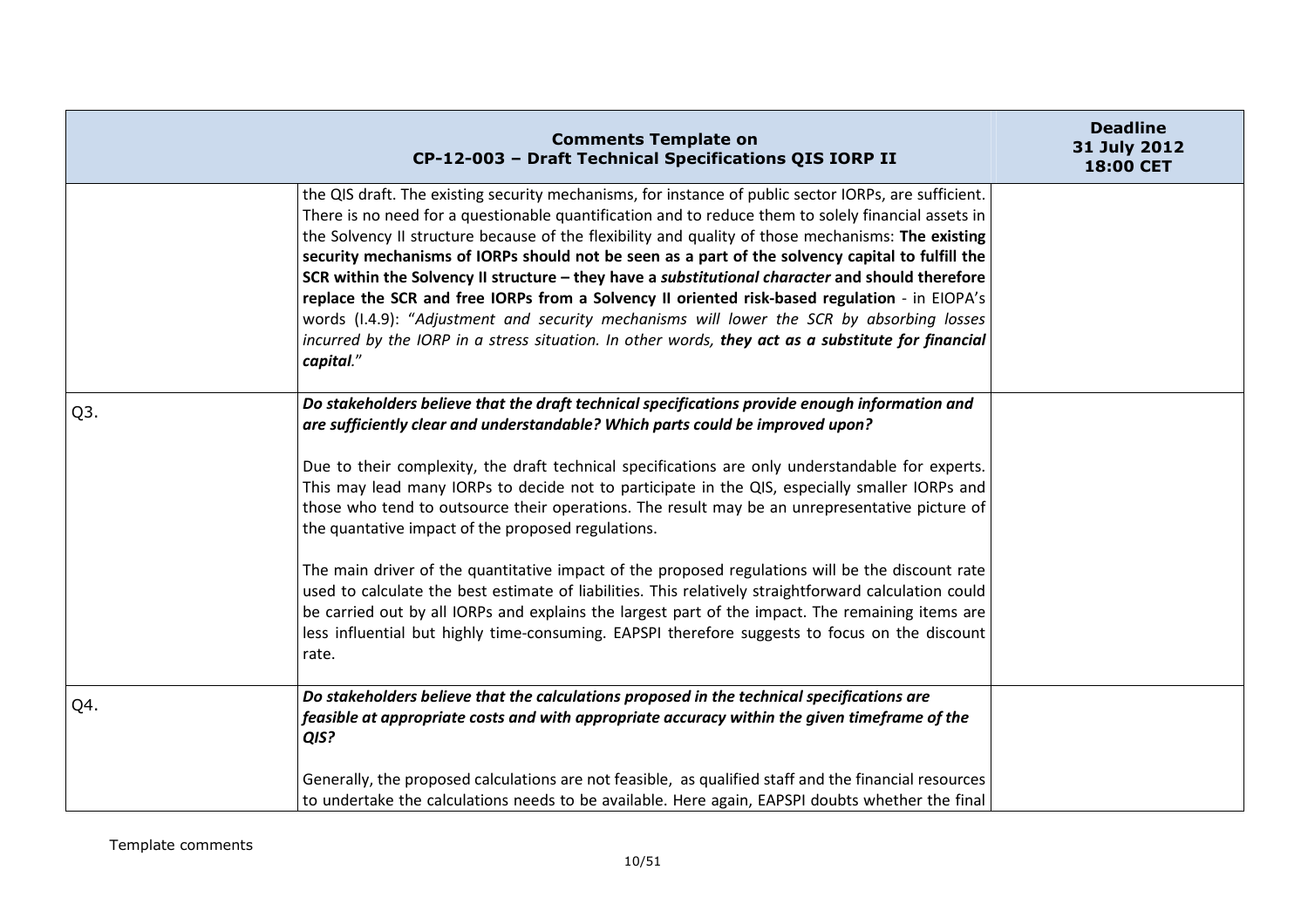| | Comments Template on CP-12-003 – Draft Technical Specifications QIS IORP II | Deadline 31 July 2012 18:00 CET |
|---|---|---|
| | the QIS draft. The existing security mechanisms, for instance of public sector IORPs, are sufficient. There is no need for a questionable quantification and to reduce them to solely financial assets in the Solvency II structure because of the flexibility and quality of those mechanisms: **The existing security mechanisms of IORPs should not be seen as a part of the solvency capital to fulfill the SCR within the Solvency II structure – they have a *substitutional character* and should therefore replace the SCR and free IORPs from a Solvency II oriented risk-based regulation** - in EIOPA's words (I.4.9): "*Adjustment and security mechanisms will lower the SCR by absorbing losses incurred by the IORP in a stress situation. In other words,* ***they act as a substitute for financial capital****.*" | |
| Q3. | ***Do stakeholders believe that the draft technical specifications provide enough information and are sufficiently clear and understandable? Which parts could be improved upon?*** <br><br> Due to their complexity, the draft technical specifications are only understandable for experts. This may lead many IORPs to decide not to participate in the QIS, especially smaller IORPs and those who tend to outsource their operations. The result may be an unrepresentative picture of the quantative impact of the proposed regulations. <br><br> The main driver of the quantitative impact of the proposed regulations will be the discount rate used to calculate the best estimate of liabilities. This relatively straightforward calculation could be carried out by all IORPs and explains the largest part of the impact. The remaining items are less influential but highly time-consuming. EAPSPI therefore suggests to focus on the discount rate. | |
| Q4. | ***Do stakeholders believe that the calculations proposed in the technical specifications are feasible at appropriate costs and with appropriate accuracy within the given timeframe of the QIS?*** <br><br> Generally, the proposed calculations are not feasible, as qualified staff and the financial resources to undertake the calculations needs to be available. Here again, EAPSPI doubts whether the final | |

Template comments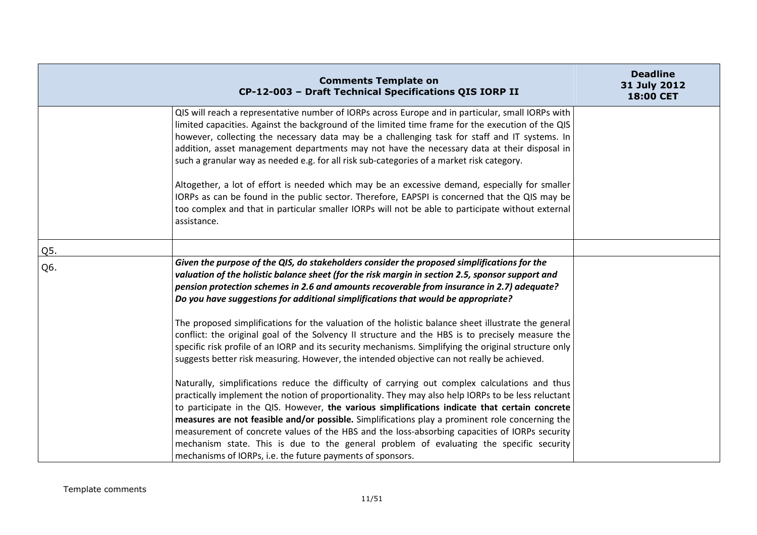| Comments Template on CP-12-003 – Draft Technical Specifications QIS IORP II | | Deadline 31 July 2012 18:00 CET |
|---|---|---|
| | QIS will reach a representative number of IORPs across Europe and in particular, small IORPs with limited capacities. Against the background of the limited time frame for the execution of the QIS however, collecting the necessary data may be a challenging task for staff and IT systems. In addition, asset management departments may not have the necessary data at their disposal in such a granular way as needed e.g. for all risk sub-categories of a market risk category.<br><br>Altogether, a lot of effort is needed which may be an excessive demand, especially for smaller IORPs as can be found in the public sector. Therefore, EAPSPI is concerned that the QIS may be too complex and that in particular smaller IORPs will not be able to participate without external assistance. | |
| Q5. | | |
| Q6. | ***Given the purpose of the QIS, do stakeholders consider the proposed simplifications for the valuation of the holistic balance sheet (for the risk margin in section 2.5, sponsor support and pension protection schemes in 2.6 and amounts recoverable from insurance in 2.7) adequate? Do you have suggestions for additional simplifications that would be appropriate?***<br><br>The proposed simplifications for the valuation of the holistic balance sheet illustrate the general conflict: the original goal of the Solvency II structure and the HBS is to precisely measure the specific risk profile of an IORP and its security mechanisms. Simplifying the original structure only suggests better risk measuring. However, the intended objective can not really be achieved.<br><br>Naturally, simplifications reduce the difficulty of carrying out complex calculations and thus practically implement the notion of proportionality. They may also help IORPs to be less reluctant to participate in the QIS. However, **the various simplifications indicate that certain concrete measures are not feasible and/or possible.** Simplifications play a prominent role concerning the measurement of concrete values of the HBS and the loss-absorbing capacities of IORPs security mechanism state. This is due to the general problem of evaluating the specific security mechanisms of IORPs, i.e. the future payments of sponsors. | |

Template comments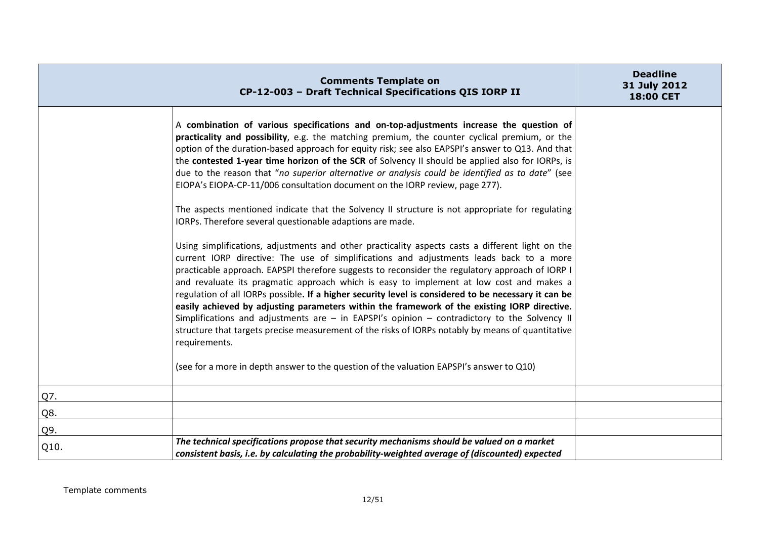| Comments Template on CP-12-003 – Draft Technical Specifications QIS IORP II | | Deadline 31 July 2012 18:00 CET |
|---|---|---|
| | A **combination of various specifications and on-top-adjustments increase the question of practicality and possibility**, e.g. the matching premium, the counter cyclical premium, or the option of the duration-based approach for equity risk; see also EAPSPI's answer to Q13. And that the **contested 1-year time horizon of the SCR** of Solvency II should be applied also for IORPs, is due to the reason that "*no superior alternative or analysis could be identified as to date*" (see EIOPA's EIOPA-CP-11/006 consultation document on the IORP review, page 277).<br><br>The aspects mentioned indicate that the Solvency II structure is not appropriate for regulating IORPs. Therefore several questionable adaptions are made.<br><br>Using simplifications, adjustments and other practicality aspects casts a different light on the current IORP directive: The use of simplifications and adjustments leads back to a more practicable approach. EAPSPI therefore suggests to reconsider the regulatory approach of IORP I and revaluate its pragmatic approach which is easy to implement at low cost and makes a regulation of all IORPs possible**. If a higher security level is considered to be necessary it can be easily achieved by adjusting parameters within the framework of the existing IORP directive.** Simplifications and adjustments are – in EAPSPI's opinion – contradictory to the Solvency II structure that targets precise measurement of the risks of IORPs notably by means of quantitative requirements.<br><br>(see for a more in depth answer to the question of the valuation EAPSPI's answer to Q10) | |
| Q7. | | |
| Q8. | | |
| Q9. | | |
| Q10. | ***The technical specifications propose that security mechanisms should be valued on a market consistent basis, i.e. by calculating the probability-weighted average of (discounted) expected*** | |

Template comments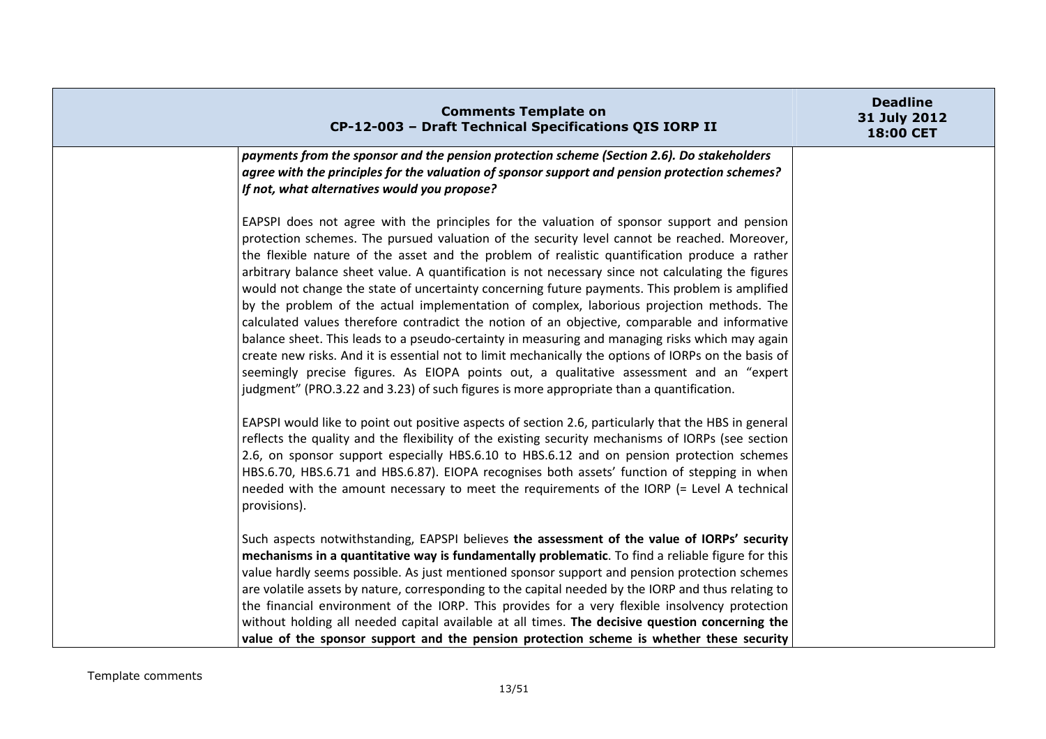| | Comments Template on CP-12-003 – Draft Technical Specifications QIS IORP II | Deadline 31 July 2012 18:00 CET |
|---|---|---|
| | ***payments from the sponsor and the pension protection scheme (Section 2.6). Do stakeholders agree with the principles for the valuation of sponsor support and pension protection schemes? If not, what alternatives would you propose?***<br><br>EAPSPI does not agree with the principles for the valuation of sponsor support and pension protection schemes. The pursued valuation of the security level cannot be reached. Moreover, the flexible nature of the asset and the problem of realistic quantification produce a rather arbitrary balance sheet value. A quantification is not necessary since not calculating the figures would not change the state of uncertainty concerning future payments. This problem is amplified by the problem of the actual implementation of complex, laborious projection methods. The calculated values therefore contradict the notion of an objective, comparable and informative balance sheet. This leads to a pseudo-certainty in measuring and managing risks which may again create new risks. And it is essential not to limit mechanically the options of IORPs on the basis of seemingly precise figures. As EIOPA points out, a qualitative assessment and an "expert judgment" (PRO.3.22 and 3.23) of such figures is more appropriate than a quantification.<br><br>EAPSPI would like to point out positive aspects of section 2.6, particularly that the HBS in general reflects the quality and the flexibility of the existing security mechanisms of IORPs (see section 2.6, on sponsor support especially HBS.6.10 to HBS.6.12 and on pension protection schemes HBS.6.70, HBS.6.71 and HBS.6.87). EIOPA recognises both assets' function of stepping in when needed with the amount necessary to meet the requirements of the IORP (= Level A technical provisions).<br><br>Such aspects notwithstanding, EAPSPI believes **the assessment of the value of IORPs' security mechanisms in a quantitative way is fundamentally problematic**. To find a reliable figure for this value hardly seems possible. As just mentioned sponsor support and pension protection schemes are volatile assets by nature, corresponding to the capital needed by the IORP and thus relating to the financial environment of the IORP. This provides for a very flexible insolvency protection without holding all needed capital available at all times. **The decisive question concerning the value of the sponsor support and the pension protection scheme is whether these security** | |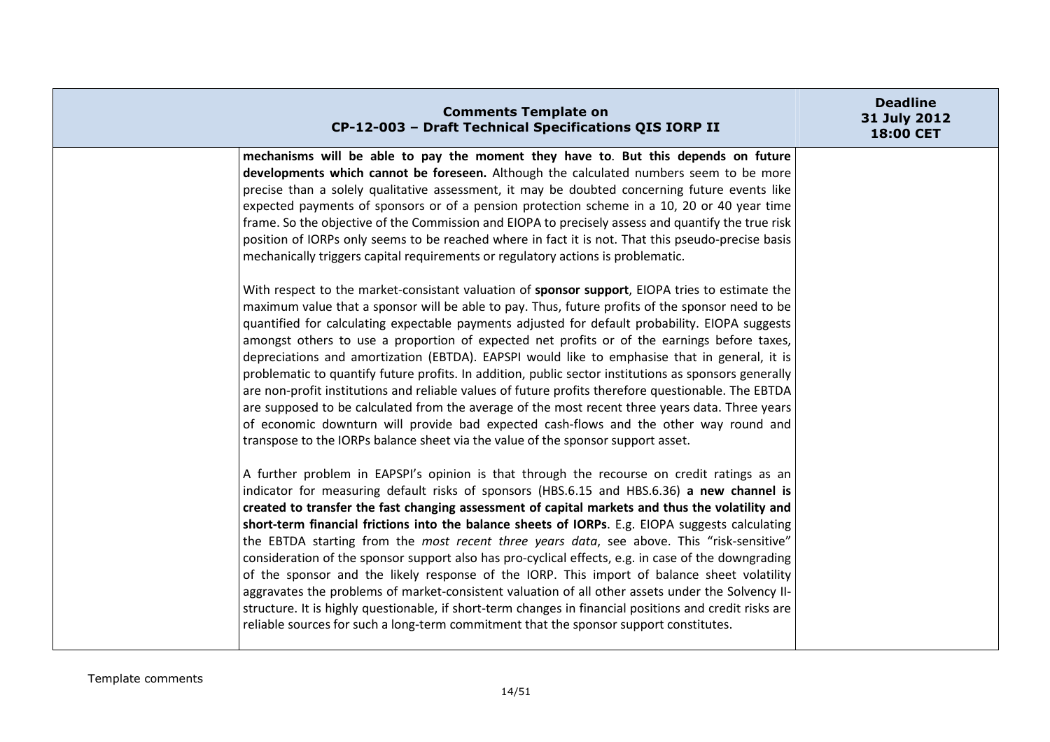| | | |
|---|---|---|
| | **mechanisms will be able to pay the moment they have to**. **But this depends on future developments which cannot be foreseen.** Although the calculated numbers seem to be more precise than a solely qualitative assessment, it may be doubted concerning future events like expected payments of sponsors or of a pension protection scheme in a 10, 20 or 40 year time frame. So the objective of the Commission and EIOPA to precisely assess and quantify the true risk position of IORPs only seems to be reached where in fact it is not. That this pseudo-precise basis mechanically triggers capital requirements or regulatory actions is problematic.<br><br>With respect to the market-consistant valuation of **sponsor support**, EIOPA tries to estimate the maximum value that a sponsor will be able to pay. Thus, future profits of the sponsor need to be quantified for calculating expectable payments adjusted for default probability. EIOPA suggests amongst others to use a proportion of expected net profits or of the earnings before taxes, depreciations and amortization (EBTDA). EAPSPI would like to emphasise that in general, it is problematic to quantify future profits. In addition, public sector institutions as sponsors generally are non-profit institutions and reliable values of future profits therefore questionable. The EBTDA are supposed to be calculated from the average of the most recent three years data. Three years of economic downturn will provide bad expected cash-flows and the other way round and transpose to the IORPs balance sheet via the value of the sponsor support asset.<br><br>A further problem in EAPSPI's opinion is that through the recourse on credit ratings as an indicator for measuring default risks of sponsors (HBS.6.15 and HBS.6.36) **a new channel is created to transfer the fast changing assessment of capital markets and thus the volatility and short-term financial frictions into the balance sheets of IORPs**. E.g. EIOPA suggests calculating the EBTDA starting from the *most recent three years data*, see above. This "risk-sensitive" consideration of the sponsor support also has pro-cyclical effects, e.g. in case of the downgrading of the sponsor and the likely response of the IORP. This import of balance sheet volatility aggravates the problems of market-consistent valuation of all other assets under the Solvency II-structure. It is highly questionable, if short-term changes in financial positions and credit risks are reliable sources for such a long-term commitment that the sponsor support constitutes. | |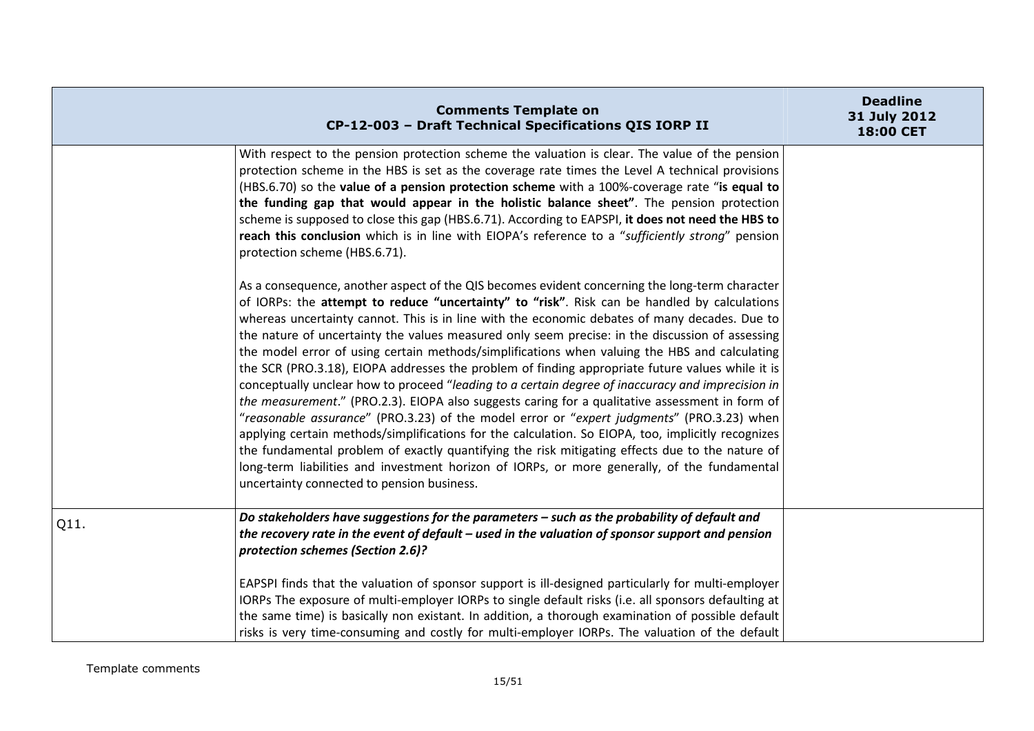| Comments Template on CP-12-003 – Draft Technical Specifications QIS IORP II | | Deadline 31 July 2012 18:00 CET |
|---|---|---|
| | With respect to the pension protection scheme the valuation is clear. The value of the pension protection scheme in the HBS is set as the coverage rate times the Level A technical provisions (HBS.6.70) so the **value of a pension protection scheme** with a 100%-coverage rate "**is equal to the funding gap that would appear in the holistic balance sheet"**. The pension protection scheme is supposed to close this gap (HBS.6.71). According to EAPSPI, **it does not need the HBS to reach this conclusion** which is in line with EIOPA's reference to a "*sufficiently strong*" pension protection scheme (HBS.6.71).<br><br>As a consequence, another aspect of the QIS becomes evident concerning the long-term character of IORPs: the **attempt to reduce "uncertainty" to "risk"**. Risk can be handled by calculations whereas uncertainty cannot. This is in line with the economic debates of many decades. Due to the nature of uncertainty the values measured only seem precise: in the discussion of assessing the model error of using certain methods/simplifications when valuing the HBS and calculating the SCR (PRO.3.18), EIOPA addresses the problem of finding appropriate future values while it is conceptually unclear how to proceed "*leading to a certain degree of inaccuracy and imprecision in the measurement*." (PRO.2.3). EIOPA also suggests caring for a qualitative assessment in form of "*reasonable assurance*" (PRO.3.23) of the model error or "*expert judgments*" (PRO.3.23) when applying certain methods/simplifications for the calculation. So EIOPA, too, implicitly recognizes the fundamental problem of exactly quantifying the risk mitigating effects due to the nature of long-term liabilities and investment horizon of IORPs, or more generally, of the fundamental uncertainty connected to pension business. | |
| Q11. | ***Do stakeholders have suggestions for the parameters – such as the probability of default and the recovery rate in the event of default – used in the valuation of sponsor support and pension protection schemes (Section 2.6)?***<br><br>EAPSPI finds that the valuation of sponsor support is ill-designed particularly for multi-employer IORPs The exposure of multi-employer IORPs to single default risks (i.e. all sponsors defaulting at the same time) is basically non existant. In addition, a thorough examination of possible default risks is very time-consuming and costly for multi-employer IORPs. The valuation of the default | |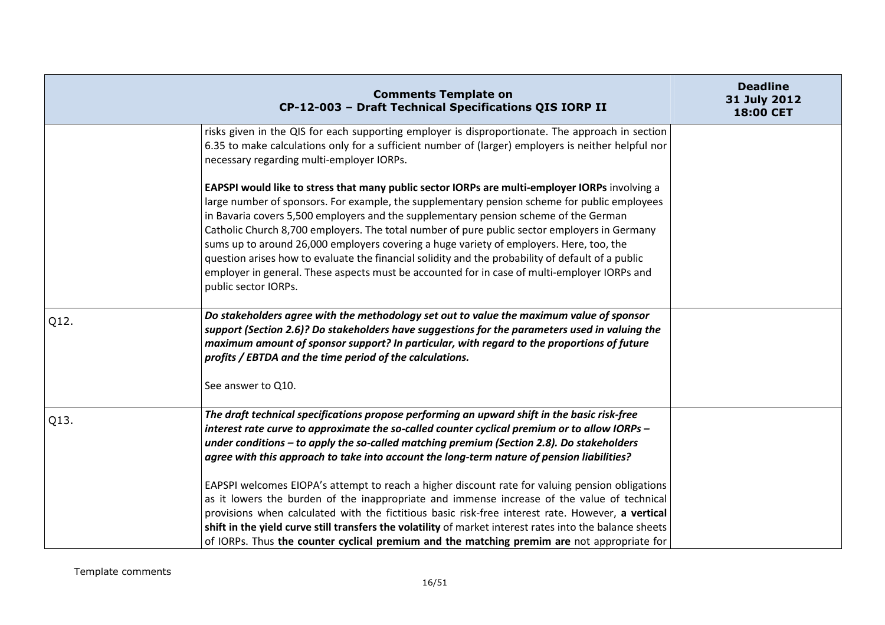| Comments Template on CP-12-003 – Draft Technical Specifications QIS IORP II | | Deadline 31 July 2012 18:00 CET |
|---|---|---|
| | risks given in the QIS for each supporting employer is disproportionate. The approach in section 6.35 to make calculations only for a sufficient number of (larger) employers is neither helpful nor necessary regarding multi-employer IORPs.<br><br>**EAPSPI would like to stress that many public sector IORPs are multi-employer IORPs** involving a large number of sponsors. For example, the supplementary pension scheme for public employees in Bavaria covers 5,500 employers and the supplementary pension scheme of the German Catholic Church 8,700 employers. The total number of pure public sector employers in Germany sums up to around 26,000 employers covering a huge variety of employers. Here, too, the question arises how to evaluate the financial solidity and the probability of default of a public employer in general. These aspects must be accounted for in case of multi-employer IORPs and public sector IORPs. | |
| Q12. | ***Do stakeholders agree with the methodology set out to value the maximum value of sponsor support (Section 2.6)? Do stakeholders have suggestions for the parameters used in valuing the maximum amount of sponsor support? In particular, with regard to the proportions of future profits / EBTDA and the time period of the calculations.***<br><br>See answer to Q10. | |
| Q13. | ***The draft technical specifications propose performing an upward shift in the basic risk-free interest rate curve to approximate the so-called counter cyclical premium or to allow IORPs – under conditions – to apply the so-called matching premium (Section 2.8). Do stakeholders agree with this approach to take into account the long-term nature of pension liabilities?***<br><br>EAPSPI welcomes EIOPA's attempt to reach a higher discount rate for valuing pension obligations as it lowers the burden of the inappropriate and immense increase of the value of technical provisions when calculated with the fictitious basic risk-free interest rate. However, **a vertical shift in the yield curve still transfers the volatility** of market interest rates into the balance sheets of IORPs. Thus **the counter cyclical premium and the matching premim are** not appropriate for | |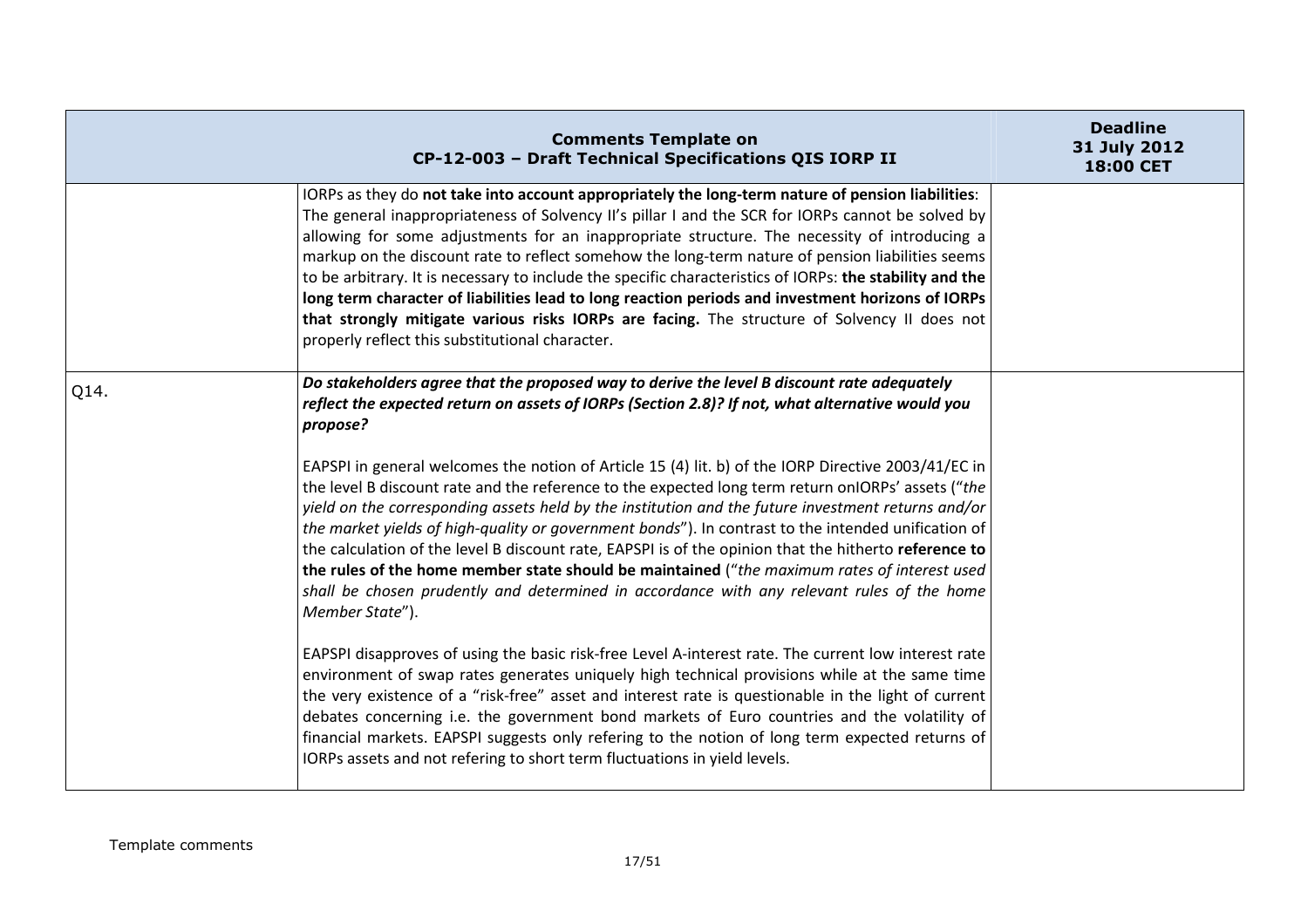| Comments Template on CP-12-003 – Draft Technical Specifications QIS IORP II | | Deadline 31 July 2012 18:00 CET |
|---|---|---|
| | IORPs as they do **not take into account appropriately the long-term nature of pension liabilities**: The general inappropriateness of Solvency II's pillar I and the SCR for IORPs cannot be solved by allowing for some adjustments for an inappropriate structure. The necessity of introducing a markup on the discount rate to reflect somehow the long-term nature of pension liabilities seems to be arbitrary. It is necessary to include the specific characteristics of IORPs: **the stability and the long term character of liabilities lead to long reaction periods and investment horizons of IORPs that strongly mitigate various risks IORPs are facing.** The structure of Solvency II does not properly reflect this substitutional character. | |
| Q14. | ***Do stakeholders agree that the proposed way to derive the level B discount rate adequately reflect the expected return on assets of IORPs (Section 2.8)? If not, what alternative would you propose?***<br><br>EAPSPI in general welcomes the notion of Article 15 (4) lit. b) of the IORP Directive 2003/41/EC in the level B discount rate and the reference to the expected long term return onIORPs' assets ("*the yield on the corresponding assets held by the institution and the future investment returns and/or the market yields of high-quality or government bonds*"). In contrast to the intended unification of the calculation of the level B discount rate, EAPSPI is of the opinion that the hitherto **reference to the rules of the home member state should be maintained** ("*the maximum rates of interest used shall be chosen prudently and determined in accordance with any relevant rules of the home Member State*").<br><br>EAPSPI disapproves of using the basic risk-free Level A-interest rate. The current low interest rate environment of swap rates generates uniquely high technical provisions while at the same time the very existence of a "risk-free" asset and interest rate is questionable in the light of current debates concerning i.e. the government bond markets of Euro countries and the volatility of financial markets. EAPSPI suggests only refering to the notion of long term expected returns of IORPs assets and not refering to short term fluctuations in yield levels. | |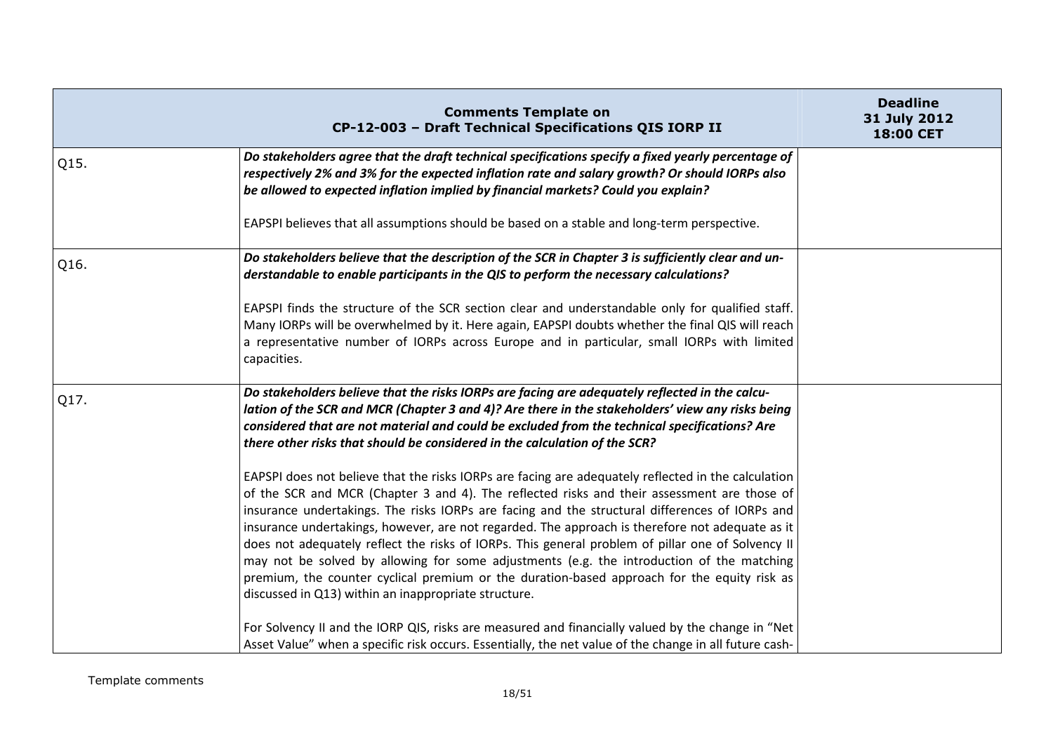| | Comments Template on CP-12-003 – Draft Technical Specifications QIS IORP II | Deadline 31 July 2012 18:00 CET |
|---|---|---|
| Q15. | ***Do stakeholders agree that the draft technical specifications specify a fixed yearly percentage of respectively 2% and 3% for the expected inflation rate and salary growth? Or should IORPs also be allowed to expected inflation implied by financial markets? Could you explain?***<br><br>EAPSPI believes that all assumptions should be based on a stable and long-term perspective. | |
| Q16. | ***Do stakeholders believe that the description of the SCR in Chapter 3 is sufficiently clear and understandable to enable participants in the QIS to perform the necessary calculations?***<br><br>EAPSPI finds the structure of the SCR section clear and understandable only for qualified staff. Many IORPs will be overwhelmed by it. Here again, EAPSPI doubts whether the final QIS will reach a representative number of IORPs across Europe and in particular, small IORPs with limited capacities. | |
| Q17. | ***Do stakeholders believe that the risks IORPs are facing are adequately reflected in the calculation of the SCR and MCR (Chapter 3 and 4)? Are there in the stakeholders' view any risks being considered that are not material and could be excluded from the technical specifications? Are there other risks that should be considered in the calculation of the SCR?***<br><br>EAPSPI does not believe that the risks IORPs are facing are adequately reflected in the calculation of the SCR and MCR (Chapter 3 and 4). The reflected risks and their assessment are those of insurance undertakings. The risks IORPs are facing and the structural differences of IORPs and insurance undertakings, however, are not regarded. The approach is therefore not adequate as it does not adequately reflect the risks of IORPs. This general problem of pillar one of Solvency II may not be solved by allowing for some adjustments (e.g. the introduction of the matching premium, the counter cyclical premium or the duration-based approach for the equity risk as discussed in Q13) within an inappropriate structure.<br><br>For Solvency II and the IORP QIS, risks are measured and financially valued by the change in "Net Asset Value" when a specific risk occurs. Essentially, the net value of the change in all future cash- | |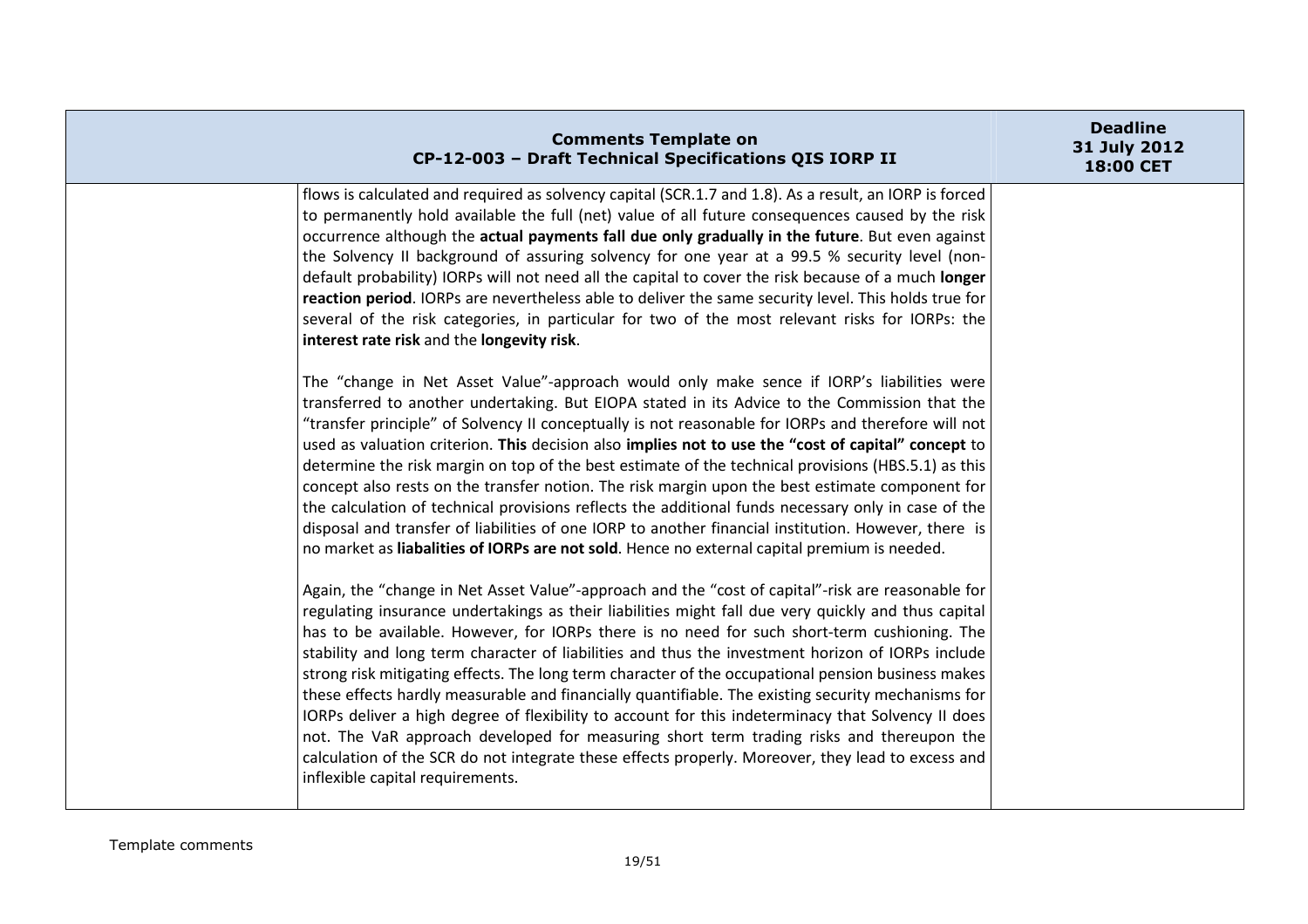| | | |
|---|---|---|
| | flows is calculated and required as solvency capital (SCR.1.7 and 1.8). As a result, an IORP is forced to permanently hold available the full (net) value of all future consequences caused by the risk occurrence although the **actual payments fall due only gradually in the future**. But even against the Solvency II background of assuring solvency for one year at a 99.5 % security level (non-default probability) IORPs will not need all the capital to cover the risk because of a much **longer reaction period**. IORPs are nevertheless able to deliver the same security level. This holds true for several of the risk categories, in particular for two of the most relevant risks for IORPs: the **interest rate risk** and the **longevity risk**.<br><br>The "change in Net Asset Value"-approach would only make sence if IORP's liabilities were transferred to another undertaking. But EIOPA stated in its Advice to the Commission that the "transfer principle" of Solvency II conceptually is not reasonable for IORPs and therefore will not used as valuation criterion. **This** decision also **implies not to use the "cost of capital" concept** to determine the risk margin on top of the best estimate of the technical provisions (HBS.5.1) as this concept also rests on the transfer notion. The risk margin upon the best estimate component for the calculation of technical provisions reflects the additional funds necessary only in case of the disposal and transfer of liabilities of one IORP to another financial institution. However, there is no market as **liabalities of IORPs are not sold**. Hence no external capital premium is needed.<br><br>Again, the "change in Net Asset Value"-approach and the "cost of capital"-risk are reasonable for regulating insurance undertakings as their liabilities might fall due very quickly and thus capital has to be available. However, for IORPs there is no need for such short-term cushioning. The stability and long term character of liabilities and thus the investment horizon of IORPs include strong risk mitigating effects. The long term character of the occupational pension business makes these effects hardly measurable and financially quantifiable. The existing security mechanisms for IORPs deliver a high degree of flexibility to account for this indeterminacy that Solvency II does not. The VaR approach developed for measuring short term trading risks and thereupon the calculation of the SCR do not integrate these effects properly. Moreover, they lead to excess and inflexible capital requirements. | |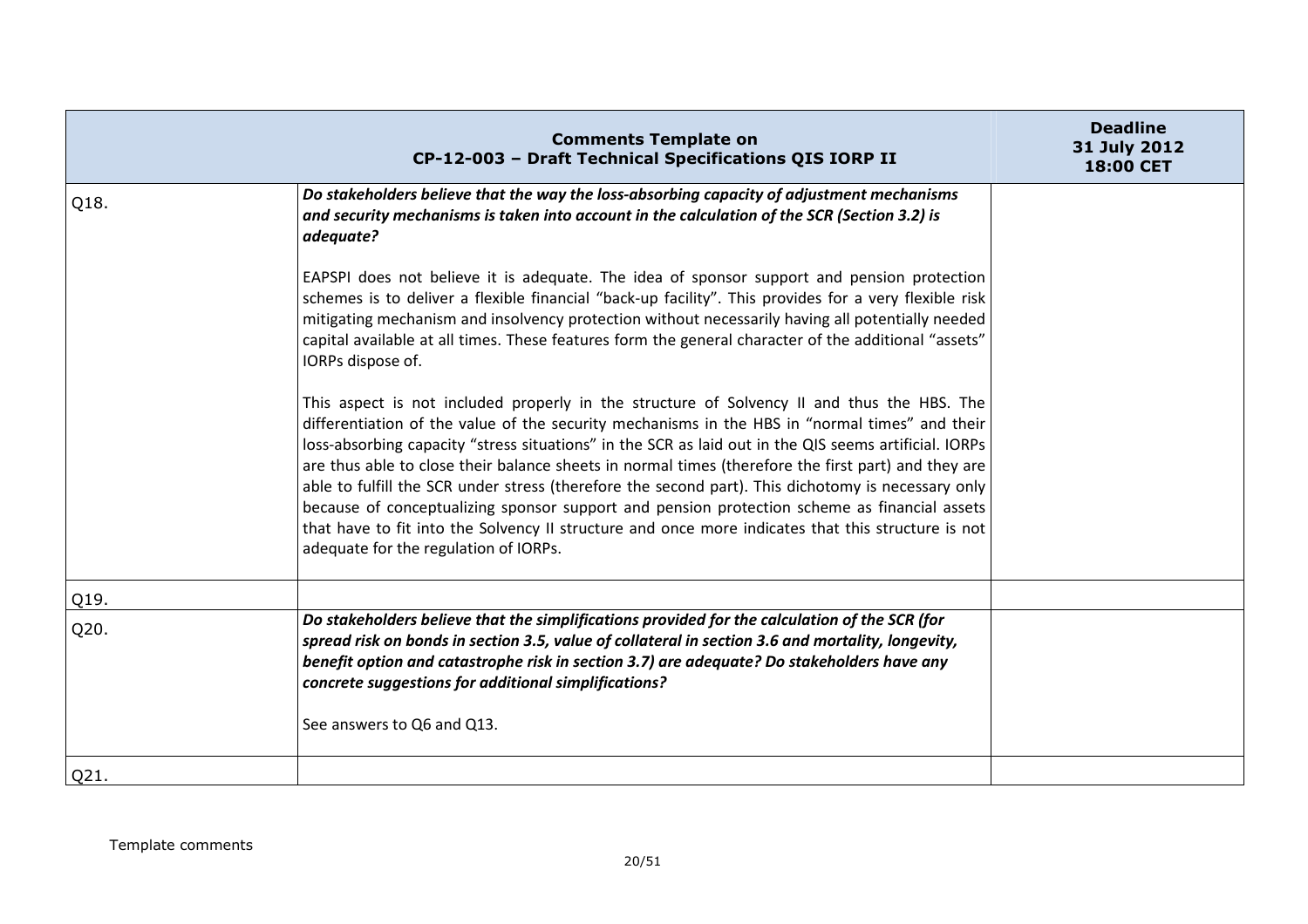| | Comments Template on CP-12-003 – Draft Technical Specifications QIS IORP II | Deadline 31 July 2012 18:00 CET |
|---|---|---|
| Q18. | ***Do stakeholders believe that the way the loss-absorbing capacity of adjustment mechanisms and security mechanisms is taken into account in the calculation of the SCR (Section 3.2) is adequate?***<br><br>EAPSPI does not believe it is adequate. The idea of sponsor support and pension protection schemes is to deliver a flexible financial "back-up facility". This provides for a very flexible risk mitigating mechanism and insolvency protection without necessarily having all potentially needed capital available at all times. These features form the general character of the additional "assets" IORPs dispose of.<br><br>This aspect is not included properly in the structure of Solvency II and thus the HBS. The differentiation of the value of the security mechanisms in the HBS in "normal times" and their loss-absorbing capacity "stress situations" in the SCR as laid out in the QIS seems artificial. IORPs are thus able to close their balance sheets in normal times (therefore the first part) and they are able to fulfill the SCR under stress (therefore the second part). This dichotomy is necessary only because of conceptualizing sponsor support and pension protection scheme as financial assets that have to fit into the Solvency II structure and once more indicates that this structure is not adequate for the regulation of IORPs. | |
| Q19. | | |
| Q20. | ***Do stakeholders believe that the simplifications provided for the calculation of the SCR (for spread risk on bonds in section 3.5, value of collateral in section 3.6 and mortality, longevity, benefit option and catastrophe risk in section 3.7) are adequate? Do stakeholders have any concrete suggestions for additional simplifications?***<br><br>See answers to Q6 and Q13. | |
| Q21. | | |

Template comments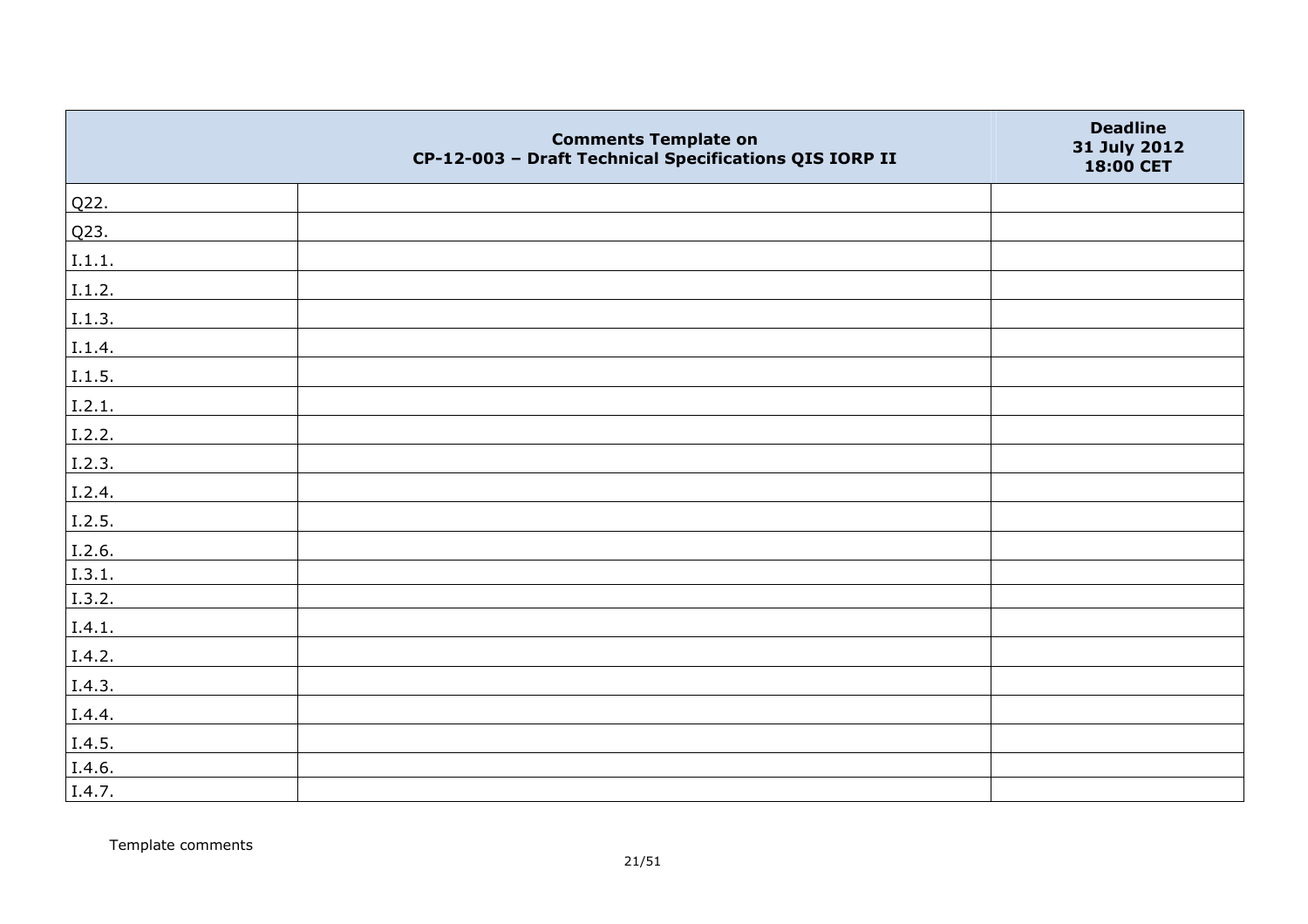| | Comments Template on CP-12-003 – Draft Technical Specifications QIS IORP II | Deadline 31 July 2012 18:00 CET |
|---|---|---|
| Q22. | | |
| Q23. | | |
| I.1.1. | | |
| I.1.2. | | |
| I.1.3. | | |
| I.1.4. | | |
| I.1.5. | | |
| I.2.1. | | |
| I.2.2. | | |
| I.2.3. | | |
| I.2.4. | | |
| I.2.5. | | |
| I.2.6. | | |
| I.3.1. | | |
| I.3.2. | | |
| I.4.1. | | |
| I.4.2. | | |
| I.4.3. | | |
| I.4.4. | | |
| I.4.5. | | |
| I.4.6. | | |
| I.4.7. | | |

Template comments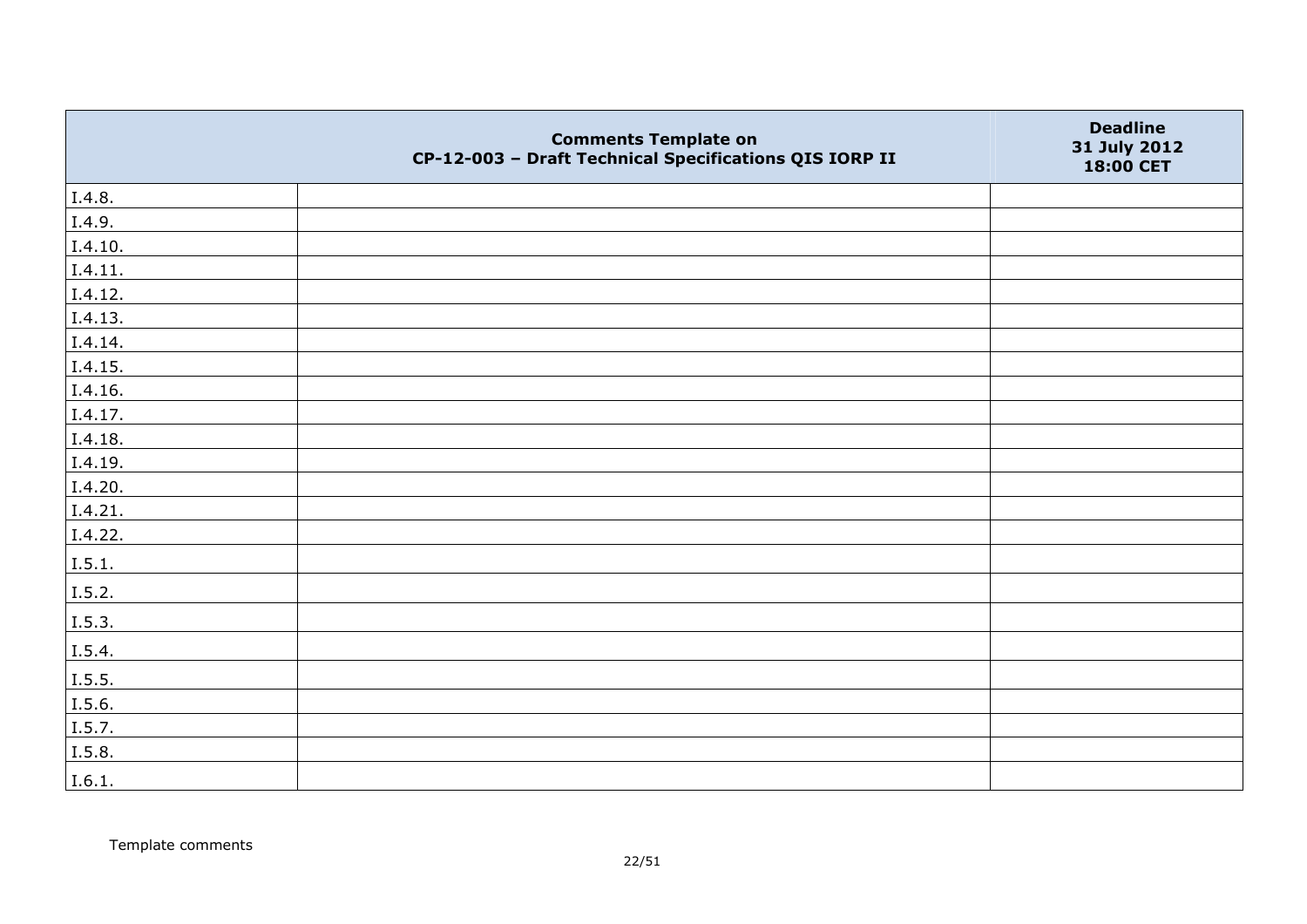| | Comments Template on CP-12-003 – Draft Technical Specifications QIS IORP II | Deadline 31 July 2012 18:00 CET |
|---|---|---|
| I.4.8. | | |
| I.4.9. | | |
| I.4.10. | | |
| I.4.11. | | |
| I.4.12. | | |
| I.4.13. | | |
| I.4.14. | | |
| I.4.15. | | |
| I.4.16. | | |
| I.4.17. | | |
| I.4.18. | | |
| I.4.19. | | |
| I.4.20. | | |
| I.4.21. | | |
| I.4.22. | | |
| I.5.1. | | |
| I.5.2. | | |
| I.5.3. | | |
| I.5.4. | | |
| I.5.5. | | |
| I.5.6. | | |
| I.5.7. | | |
| I.5.8. | | |
| I.6.1. | | |

Template comments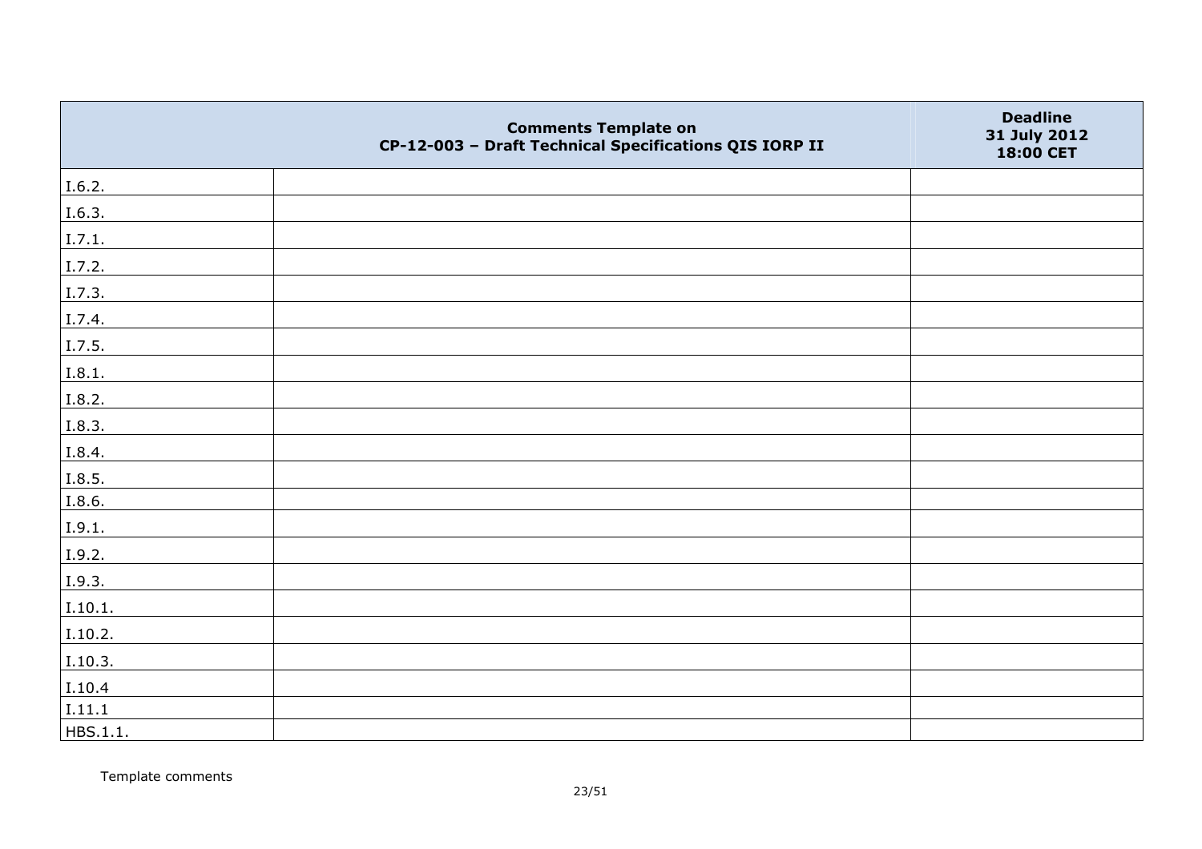| | Comments Template on CP-12-003 – Draft Technical Specifications QIS IORP II | Deadline 31 July 2012 18:00 CET |
|---|---|---|
| I.6.2. | | |
| I.6.3. | | |
| I.7.1. | | |
| I.7.2. | | |
| I.7.3. | | |
| I.7.4. | | |
| I.7.5. | | |
| I.8.1. | | |
| I.8.2. | | |
| I.8.3. | | |
| I.8.4. | | |
| I.8.5. | | |
| I.8.6. | | |
| I.9.1. | | |
| I.9.2. | | |
| I.9.3. | | |
| I.10.1. | | |
| I.10.2. | | |
| I.10.3. | | |
| I.10.4 | | |
| I.11.1 | | |
| HBS.1.1. | | |

Template comments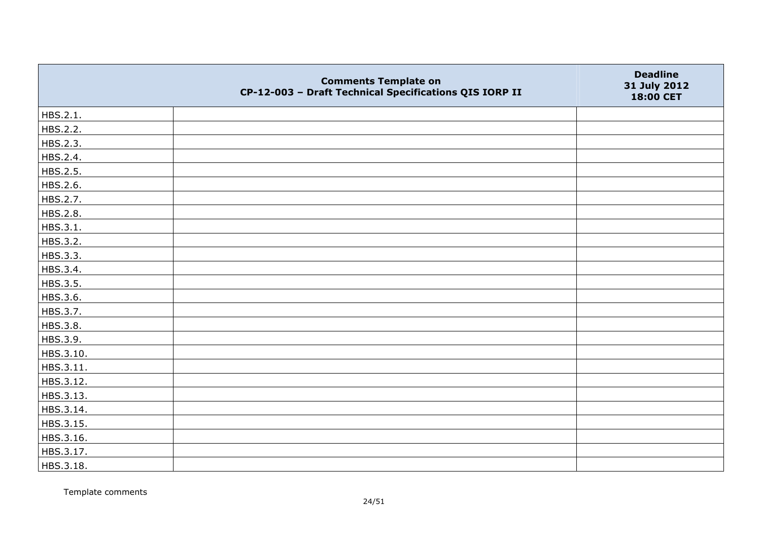| | Comments Template on CP-12-003 – Draft Technical Specifications QIS IORP II | Deadline 31 July 2012 18:00 CET |
|---|---|---|
| HBS.2.1. | | |
| HBS.2.2. | | |
| HBS.2.3. | | |
| HBS.2.4. | | |
| HBS.2.5. | | |
| HBS.2.6. | | |
| HBS.2.7. | | |
| HBS.2.8. | | |
| HBS.3.1. | | |
| HBS.3.2. | | |
| HBS.3.3. | | |
| HBS.3.4. | | |
| HBS.3.5. | | |
| HBS.3.6. | | |
| HBS.3.7. | | |
| HBS.3.8. | | |
| HBS.3.9. | | |
| HBS.3.10. | | |
| HBS.3.11. | | |
| HBS.3.12. | | |
| HBS.3.13. | | |
| HBS.3.14. | | |
| HBS.3.15. | | |
| HBS.3.16. | | |
| HBS.3.17. | | |
| HBS.3.18. | | |

Template comments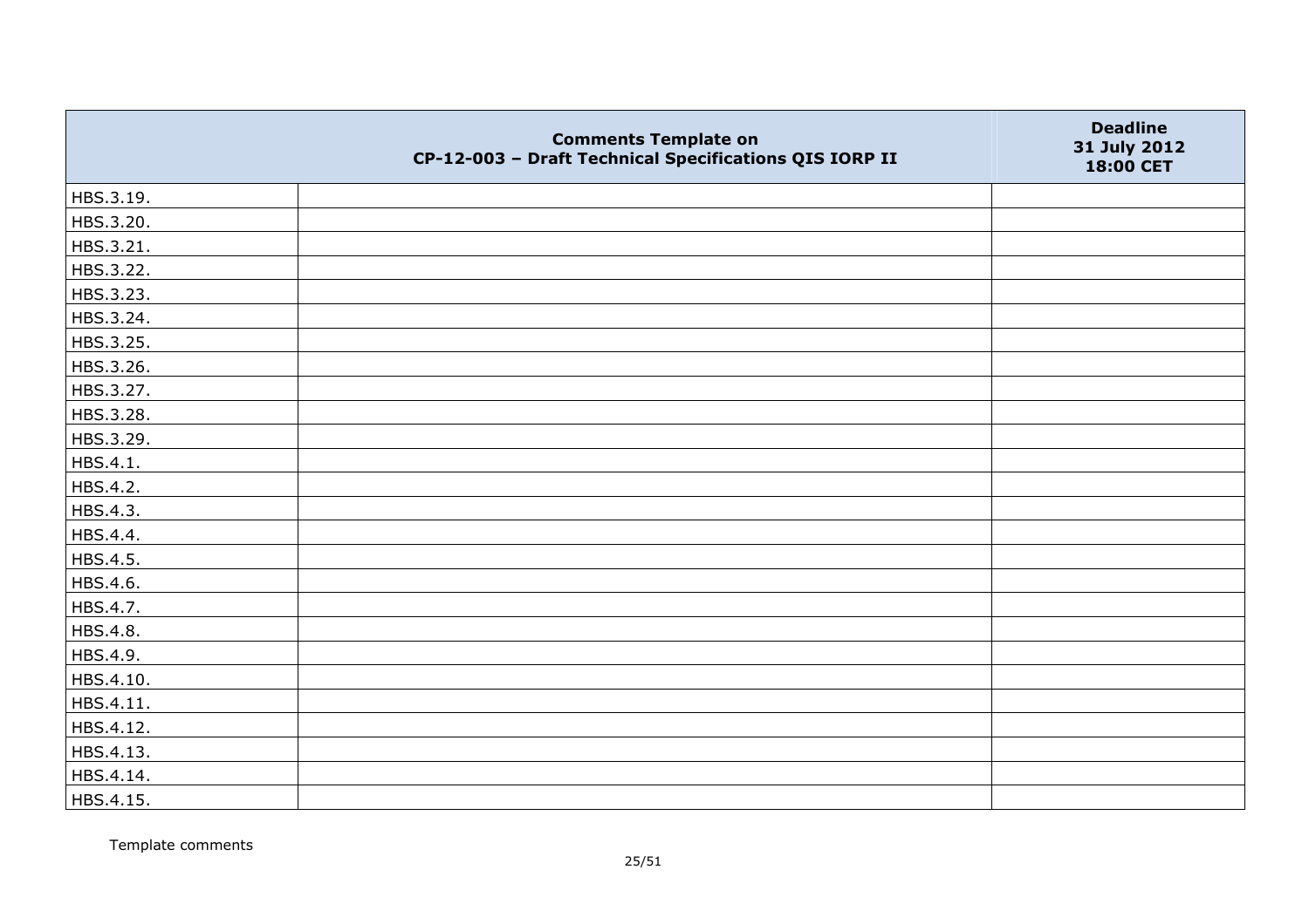| | Comments Template on CP-12-003 – Draft Technical Specifications QIS IORP II | Deadline 31 July 2012 18:00 CET |
|---|---|---|
| HBS.3.19. | | |
| HBS.3.20. | | |
| HBS.3.21. | | |
| HBS.3.22. | | |
| HBS.3.23. | | |
| HBS.3.24. | | |
| HBS.3.25. | | |
| HBS.3.26. | | |
| HBS.3.27. | | |
| HBS.3.28. | | |
| HBS.3.29. | | |
| HBS.4.1. | | |
| HBS.4.2. | | |
| HBS.4.3. | | |
| HBS.4.4. | | |
| HBS.4.5. | | |
| HBS.4.6. | | |
| HBS.4.7. | | |
| HBS.4.8. | | |
| HBS.4.9. | | |
| HBS.4.10. | | |
| HBS.4.11. | | |
| HBS.4.12. | | |
| HBS.4.13. | | |
| HBS.4.14. | | |
| HBS.4.15. | | |

Template comments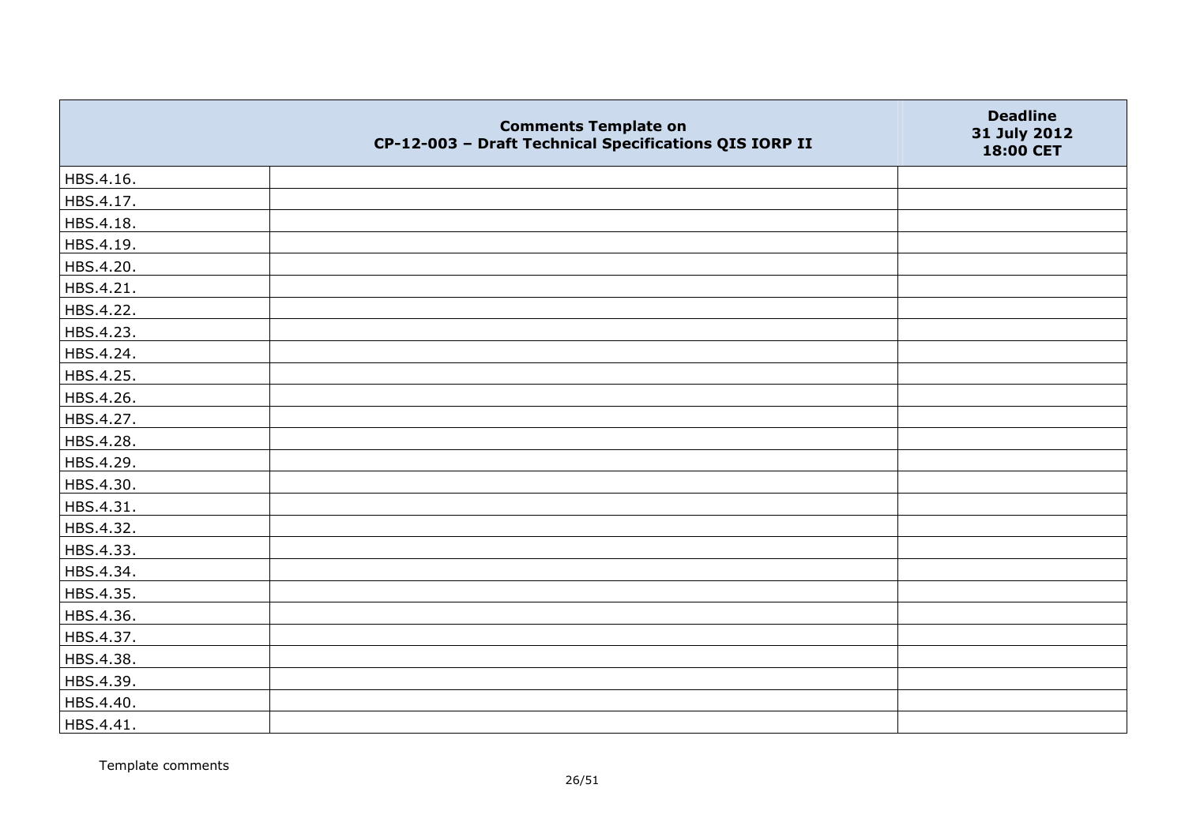| | Comments Template on CP-12-003 – Draft Technical Specifications QIS IORP II | Deadline 31 July 2012 18:00 CET |
|---|---|---|
| HBS.4.16. | | |
| HBS.4.17. | | |
| HBS.4.18. | | |
| HBS.4.19. | | |
| HBS.4.20. | | |
| HBS.4.21. | | |
| HBS.4.22. | | |
| HBS.4.23. | | |
| HBS.4.24. | | |
| HBS.4.25. | | |
| HBS.4.26. | | |
| HBS.4.27. | | |
| HBS.4.28. | | |
| HBS.4.29. | | |
| HBS.4.30. | | |
| HBS.4.31. | | |
| HBS.4.32. | | |
| HBS.4.33. | | |
| HBS.4.34. | | |
| HBS.4.35. | | |
| HBS.4.36. | | |
| HBS.4.37. | | |
| HBS.4.38. | | |
| HBS.4.39. | | |
| HBS.4.40. | | |
| HBS.4.41. | | |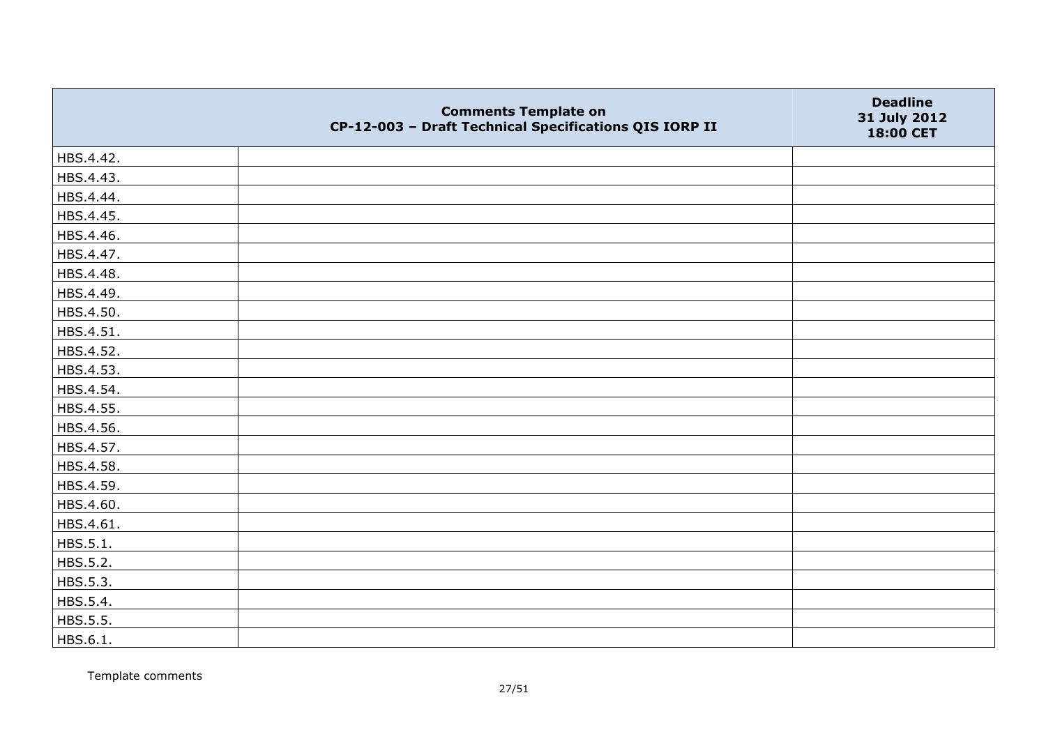| | Comments Template on CP-12-003 – Draft Technical Specifications QIS IORP II | Deadline 31 July 2012 18:00 CET |
|---|---|---|
| HBS.4.42. | | |
| HBS.4.43. | | |
| HBS.4.44. | | |
| HBS.4.45. | | |
| HBS.4.46. | | |
| HBS.4.47. | | |
| HBS.4.48. | | |
| HBS.4.49. | | |
| HBS.4.50. | | |
| HBS.4.51. | | |
| HBS.4.52. | | |
| HBS.4.53. | | |
| HBS.4.54. | | |
| HBS.4.55. | | |
| HBS.4.56. | | |
| HBS.4.57. | | |
| HBS.4.58. | | |
| HBS.4.59. | | |
| HBS.4.60. | | |
| HBS.4.61. | | |
| HBS.5.1. | | |
| HBS.5.2. | | |
| HBS.5.3. | | |
| HBS.5.4. | | |
| HBS.5.5. | | |
| HBS.6.1. | | |

Template comments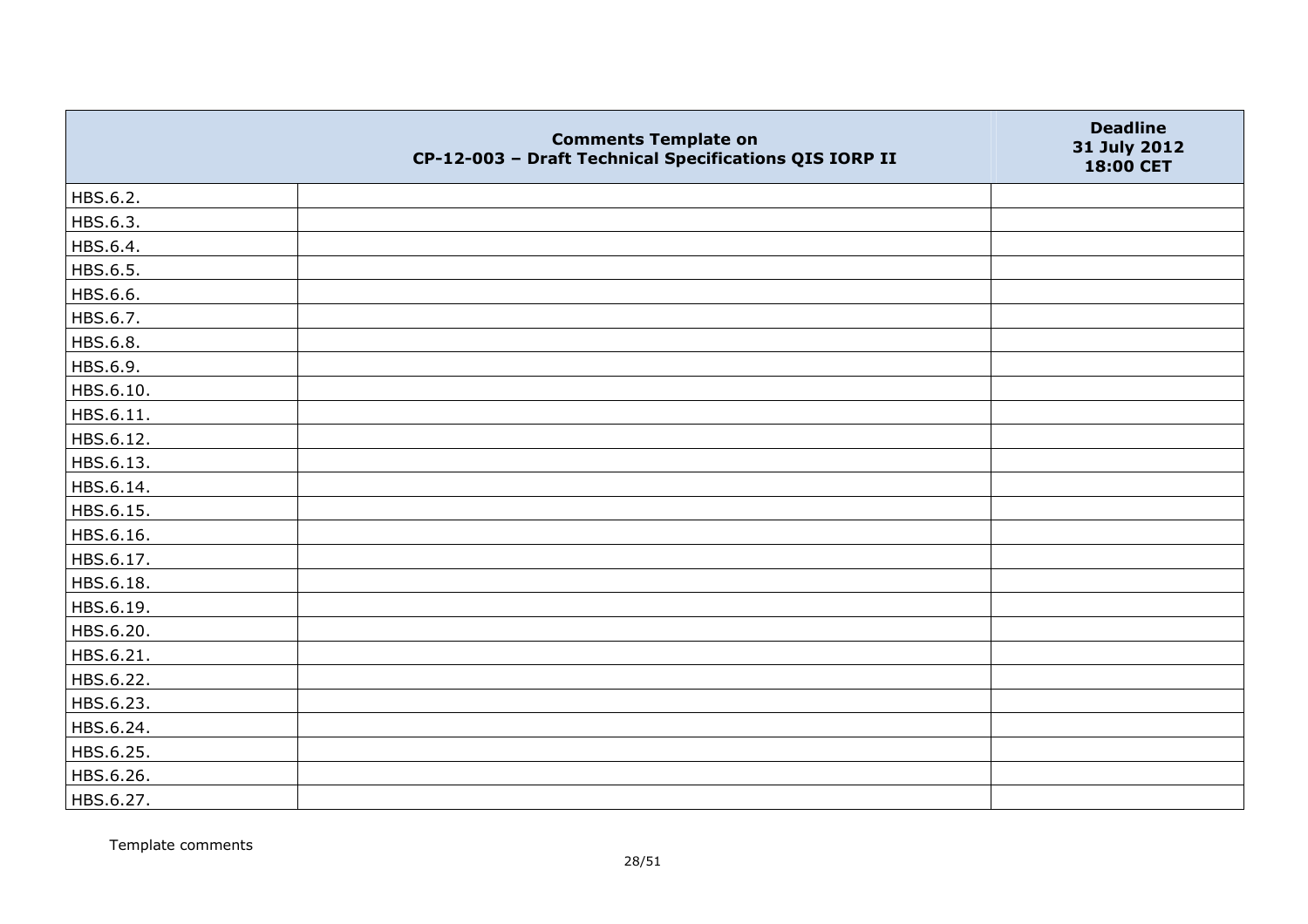| | Comments Template on CP-12-003 – Draft Technical Specifications QIS IORP II | Deadline 31 July 2012 18:00 CET |
|---|---|---|
| HBS.6.2. | | |
| HBS.6.3. | | |
| HBS.6.4. | | |
| HBS.6.5. | | |
| HBS.6.6. | | |
| HBS.6.7. | | |
| HBS.6.8. | | |
| HBS.6.9. | | |
| HBS.6.10. | | |
| HBS.6.11. | | |
| HBS.6.12. | | |
| HBS.6.13. | | |
| HBS.6.14. | | |
| HBS.6.15. | | |
| HBS.6.16. | | |
| HBS.6.17. | | |
| HBS.6.18. | | |
| HBS.6.19. | | |
| HBS.6.20. | | |
| HBS.6.21. | | |
| HBS.6.22. | | |
| HBS.6.23. | | |
| HBS.6.24. | | |
| HBS.6.25. | | |
| HBS.6.26. | | |
| HBS.6.27. | | |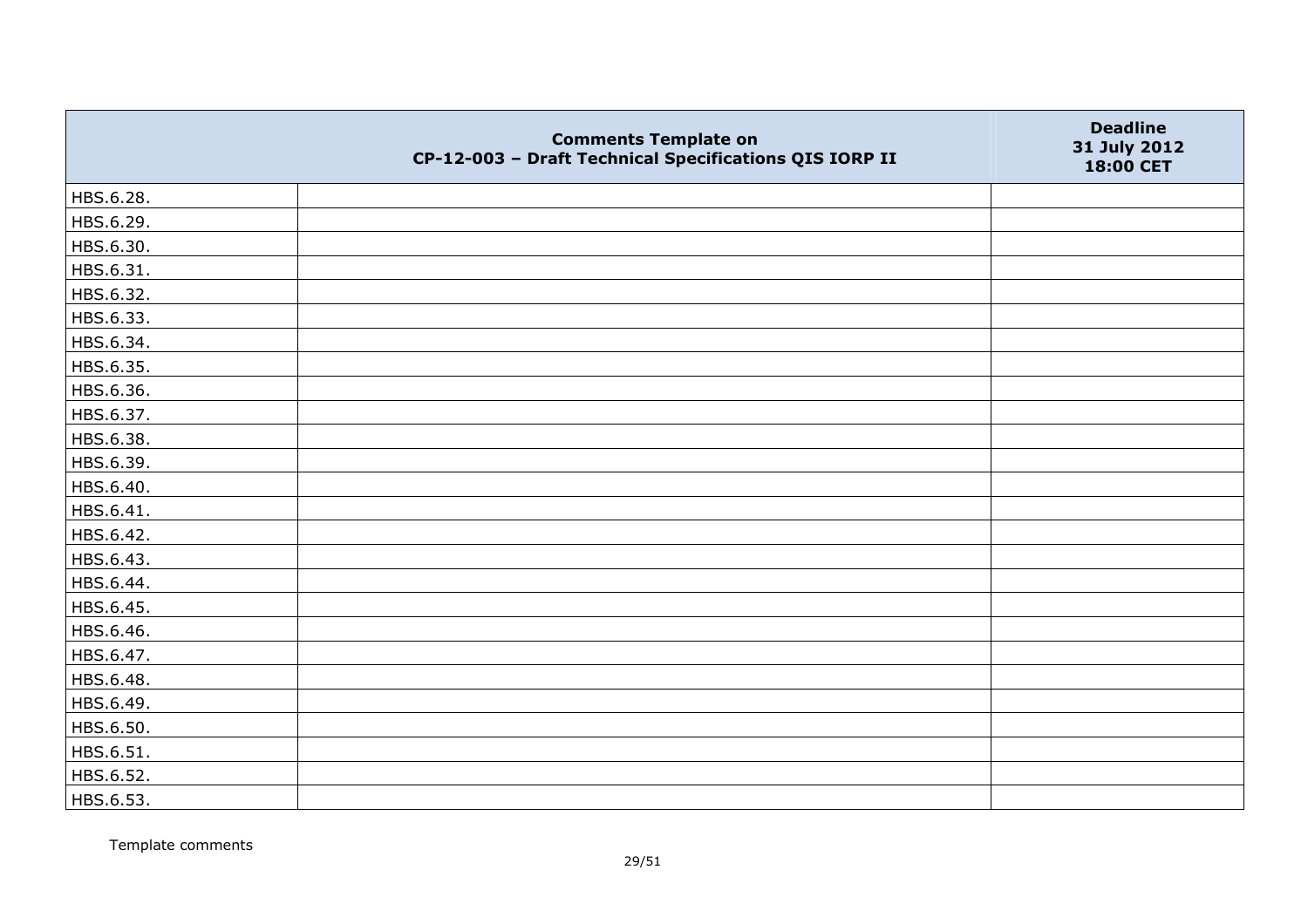|  | Comments Template on CP-12-003 – Draft Technical Specifications QIS IORP II | Deadline 31 July 2012 18:00 CET |
|---|---|---|
| HBS.6.28. |  |  |
| HBS.6.29. |  |  |
| HBS.6.30. |  |  |
| HBS.6.31. |  |  |
| HBS.6.32. |  |  |
| HBS.6.33. |  |  |
| HBS.6.34. |  |  |
| HBS.6.35. |  |  |
| HBS.6.36. |  |  |
| HBS.6.37. |  |  |
| HBS.6.38. |  |  |
| HBS.6.39. |  |  |
| HBS.6.40. |  |  |
| HBS.6.41. |  |  |
| HBS.6.42. |  |  |
| HBS.6.43. |  |  |
| HBS.6.44. |  |  |
| HBS.6.45. |  |  |
| HBS.6.46. |  |  |
| HBS.6.47. |  |  |
| HBS.6.48. |  |  |
| HBS.6.49. |  |  |
| HBS.6.50. |  |  |
| HBS.6.51. |  |  |
| HBS.6.52. |  |  |
| HBS.6.53. |  |  |

Template comments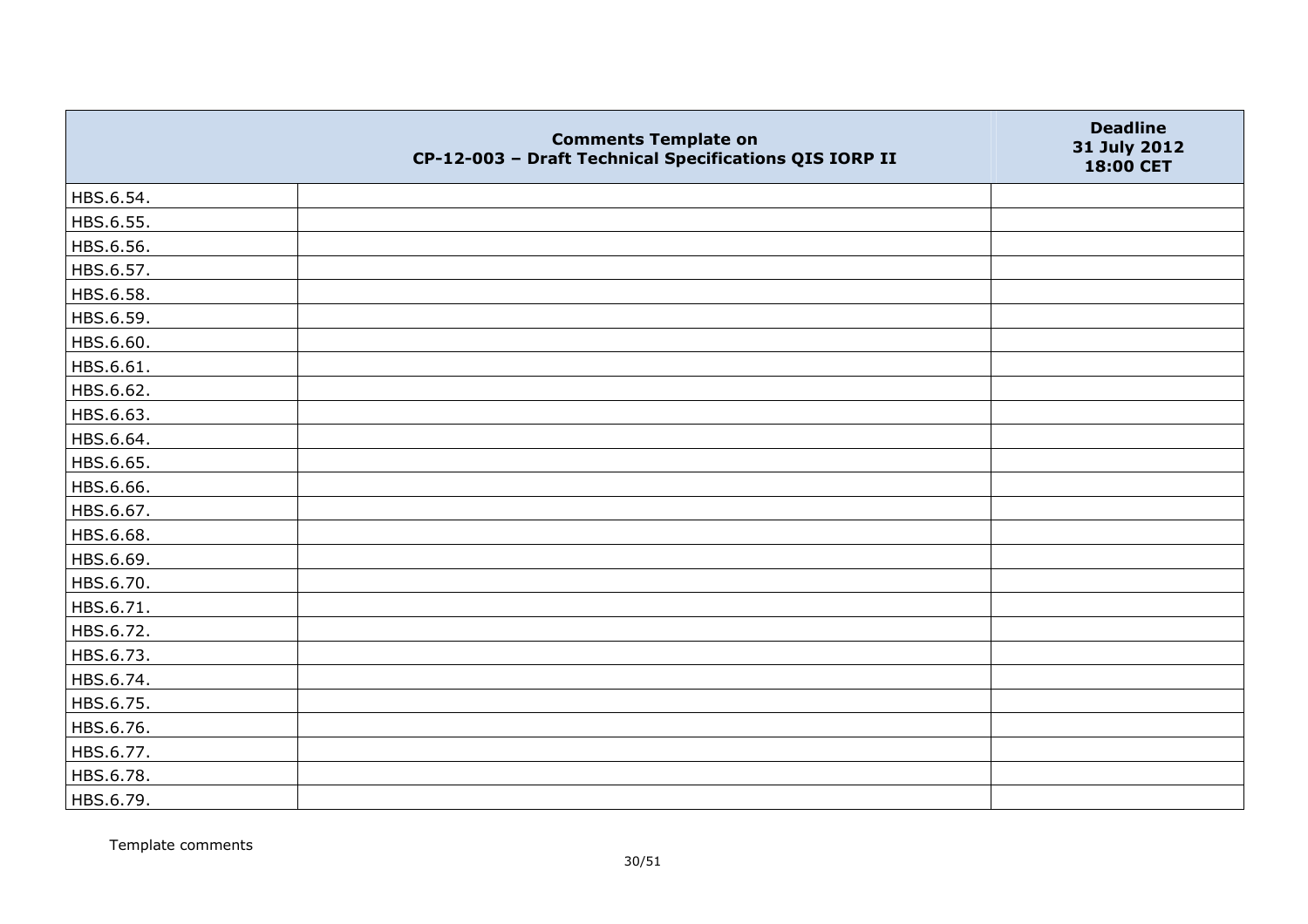| | Comments Template on CP-12-003 – Draft Technical Specifications QIS IORP II | Deadline 31 July 2012 18:00 CET |
|---|---|---|
| HBS.6.54. | | |
| HBS.6.55. | | |
| HBS.6.56. | | |
| HBS.6.57. | | |
| HBS.6.58. | | |
| HBS.6.59. | | |
| HBS.6.60. | | |
| HBS.6.61. | | |
| HBS.6.62. | | |
| HBS.6.63. | | |
| HBS.6.64. | | |
| HBS.6.65. | | |
| HBS.6.66. | | |
| HBS.6.67. | | |
| HBS.6.68. | | |
| HBS.6.69. | | |
| HBS.6.70. | | |
| HBS.6.71. | | |
| HBS.6.72. | | |
| HBS.6.73. | | |
| HBS.6.74. | | |
| HBS.6.75. | | |
| HBS.6.76. | | |
| HBS.6.77. | | |
| HBS.6.78. | | |
| HBS.6.79. | | |

Template comments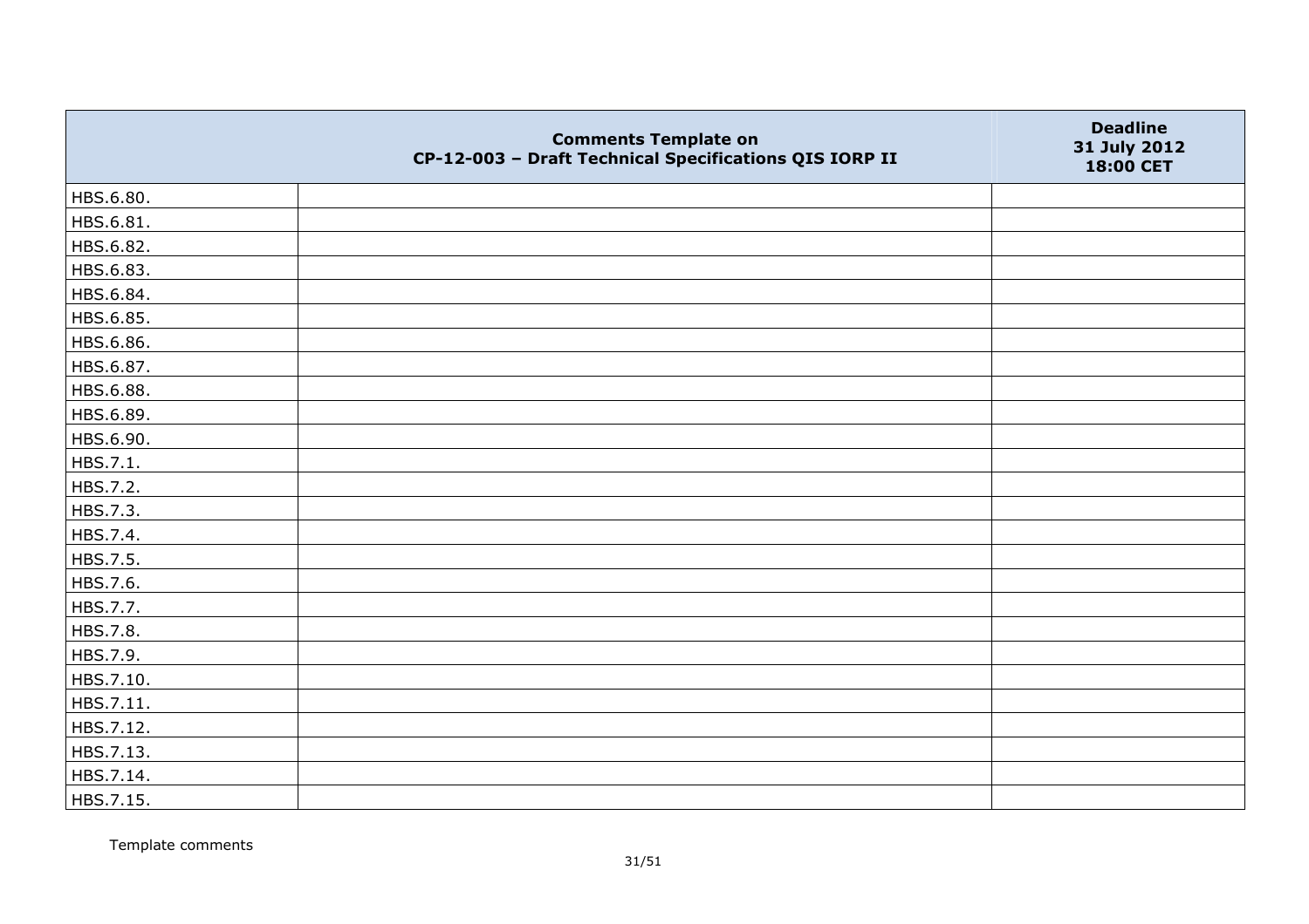|  | Comments Template on CP-12-003 – Draft Technical Specifications QIS IORP II | Deadline 31 July 2012 18:00 CET |
|---|---|---|
| HBS.6.80. | | |
| HBS.6.81. | | |
| HBS.6.82. | | |
| HBS.6.83. | | |
| HBS.6.84. | | |
| HBS.6.85. | | |
| HBS.6.86. | | |
| HBS.6.87. | | |
| HBS.6.88. | | |
| HBS.6.89. | | |
| HBS.6.90. | | |
| HBS.7.1. | | |
| HBS.7.2. | | |
| HBS.7.3. | | |
| HBS.7.4. | | |
| HBS.7.5. | | |
| HBS.7.6. | | |
| HBS.7.7. | | |
| HBS.7.8. | | |
| HBS.7.9. | | |
| HBS.7.10. | | |
| HBS.7.11. | | |
| HBS.7.12. | | |
| HBS.7.13. | | |
| HBS.7.14. | | |
| HBS.7.15. | | |

Template comments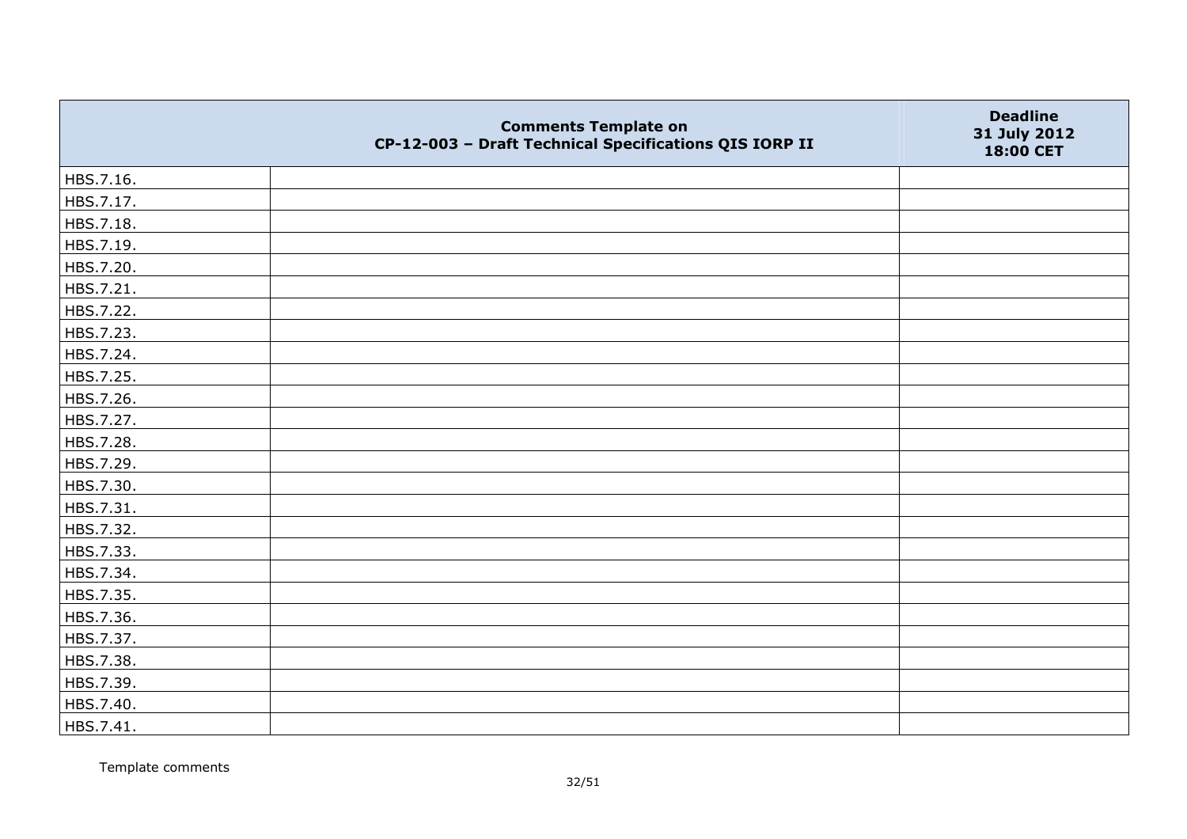| | Comments Template on CP-12-003 – Draft Technical Specifications QIS IORP II | Deadline 31 July 2012 18:00 CET |
|---|---|---|
| HBS.7.16. | | |
| HBS.7.17. | | |
| HBS.7.18. | | |
| HBS.7.19. | | |
| HBS.7.20. | | |
| HBS.7.21. | | |
| HBS.7.22. | | |
| HBS.7.23. | | |
| HBS.7.24. | | |
| HBS.7.25. | | |
| HBS.7.26. | | |
| HBS.7.27. | | |
| HBS.7.28. | | |
| HBS.7.29. | | |
| HBS.7.30. | | |
| HBS.7.31. | | |
| HBS.7.32. | | |
| HBS.7.33. | | |
| HBS.7.34. | | |
| HBS.7.35. | | |
| HBS.7.36. | | |
| HBS.7.37. | | |
| HBS.7.38. | | |
| HBS.7.39. | | |
| HBS.7.40. | | |
| HBS.7.41. | | |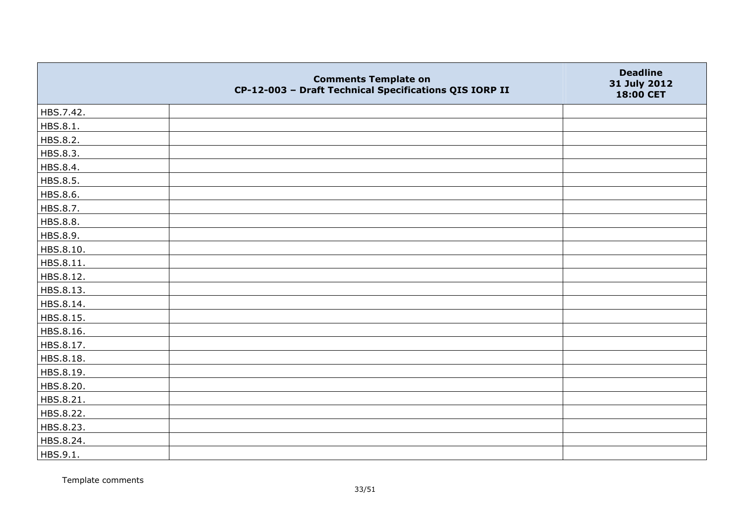| | Comments Template on CP-12-003 – Draft Technical Specifications QIS IORP II | Deadline 31 July 2012 18:00 CET |
|---|---|---|
| HBS.7.42. | | |
| HBS.8.1. | | |
| HBS.8.2. | | |
| HBS.8.3. | | |
| HBS.8.4. | | |
| HBS.8.5. | | |
| HBS.8.6. | | |
| HBS.8.7. | | |
| HBS.8.8. | | |
| HBS.8.9. | | |
| HBS.8.10. | | |
| HBS.8.11. | | |
| HBS.8.12. | | |
| HBS.8.13. | | |
| HBS.8.14. | | |
| HBS.8.15. | | |
| HBS.8.16. | | |
| HBS.8.17. | | |
| HBS.8.18. | | |
| HBS.8.19. | | |
| HBS.8.20. | | |
| HBS.8.21. | | |
| HBS.8.22. | | |
| HBS.8.23. | | |
| HBS.8.24. | | |
| HBS.9.1. | | |

Template comments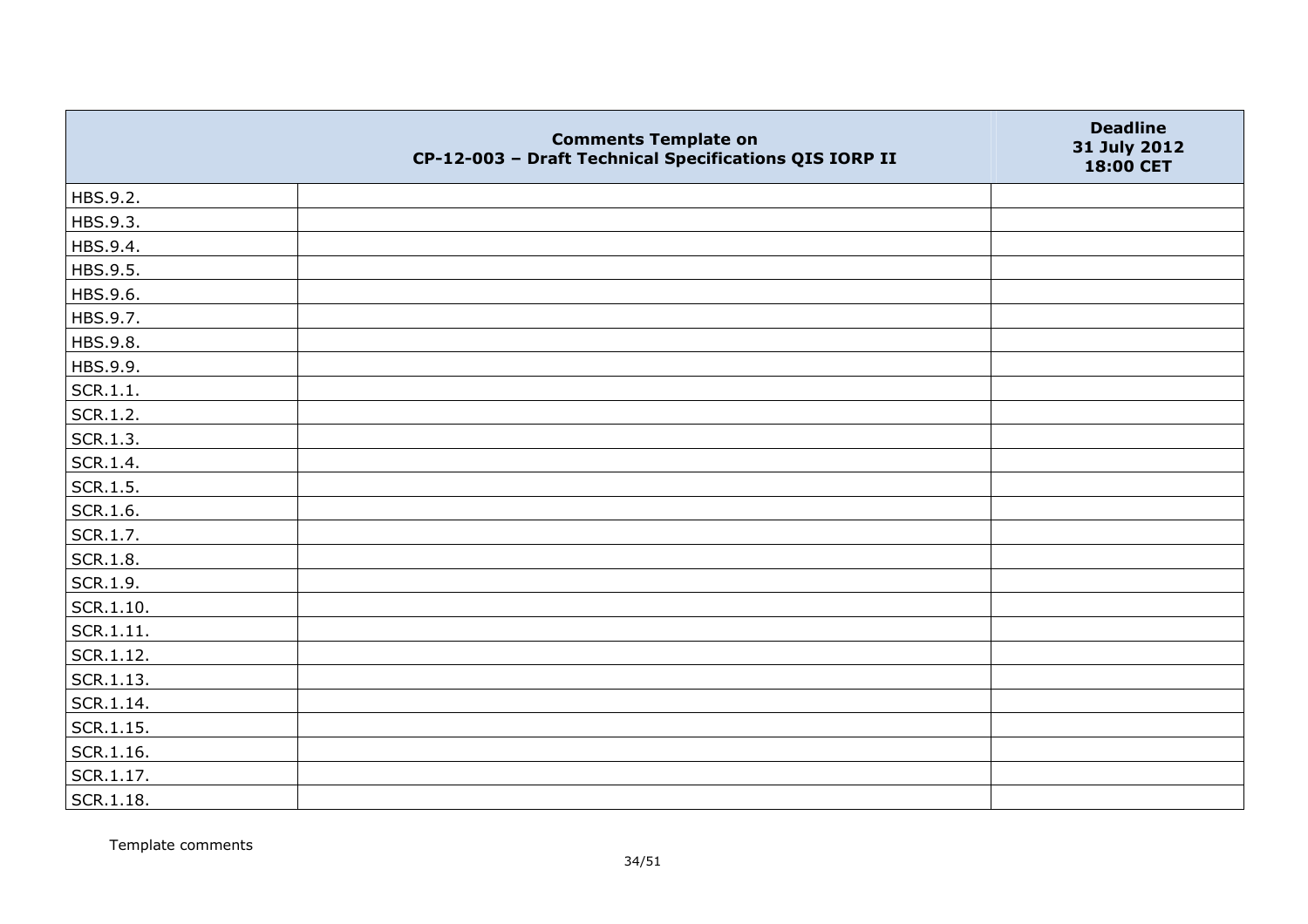| | Comments Template on<br>CP-12-003 – Draft Technical Specifications QIS IORP II | Deadline<br>31 July 2012<br>18:00 CET |
|---|---|---|
| HBS.9.2. | | |
| HBS.9.3. | | |
| HBS.9.4. | | |
| HBS.9.5. | | |
| HBS.9.6. | | |
| HBS.9.7. | | |
| HBS.9.8. | | |
| HBS.9.9. | | |
| SCR.1.1. | | |
| SCR.1.2. | | |
| SCR.1.3. | | |
| SCR.1.4. | | |
| SCR.1.5. | | |
| SCR.1.6. | | |
| SCR.1.7. | | |
| SCR.1.8. | | |
| SCR.1.9. | | |
| SCR.1.10. | | |
| SCR.1.11. | | |
| SCR.1.12. | | |
| SCR.1.13. | | |
| SCR.1.14. | | |
| SCR.1.15. | | |
| SCR.1.16. | | |
| SCR.1.17. | | |
| SCR.1.18. | | |

Template comments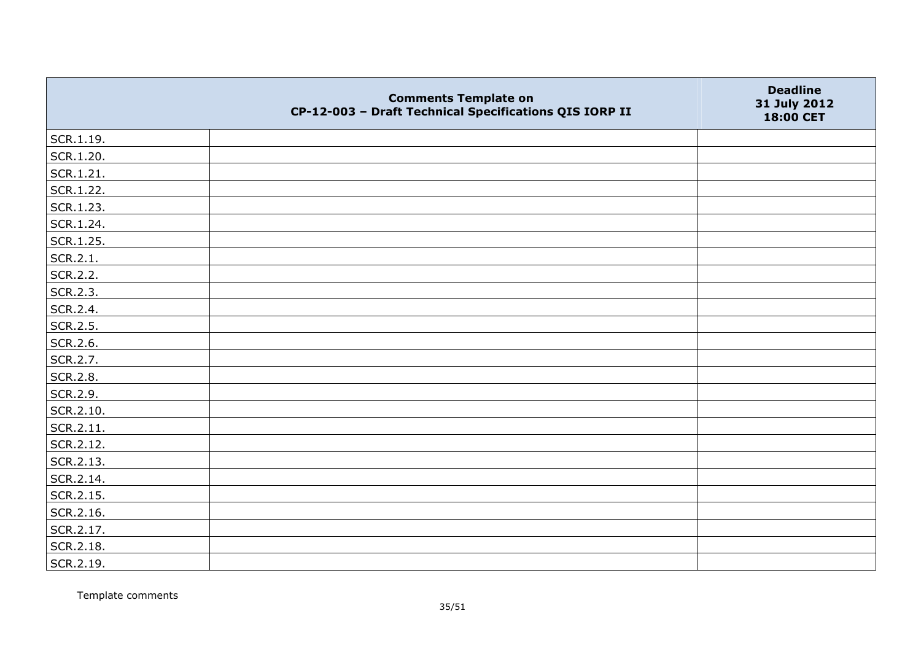| | Comments Template on CP-12-003 – Draft Technical Specifications QIS IORP II | Deadline 31 July 2012 18:00 CET |
|---|---|---|
| SCR.1.19. | | |
| SCR.1.20. | | |
| SCR.1.21. | | |
| SCR.1.22. | | |
| SCR.1.23. | | |
| SCR.1.24. | | |
| SCR.1.25. | | |
| SCR.2.1. | | |
| SCR.2.2. | | |
| SCR.2.3. | | |
| SCR.2.4. | | |
| SCR.2.5. | | |
| SCR.2.6. | | |
| SCR.2.7. | | |
| SCR.2.8. | | |
| SCR.2.9. | | |
| SCR.2.10. | | |
| SCR.2.11. | | |
| SCR.2.12. | | |
| SCR.2.13. | | |
| SCR.2.14. | | |
| SCR.2.15. | | |
| SCR.2.16. | | |
| SCR.2.17. | | |
| SCR.2.18. | | |
| SCR.2.19. | | |

Template comments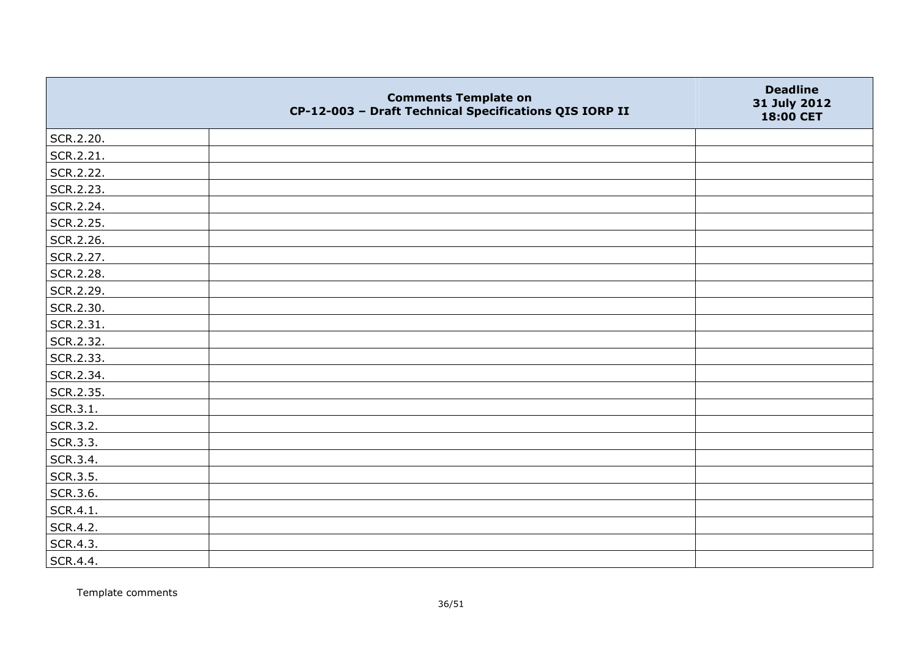|  | Comments Template on CP-12-003 – Draft Technical Specifications QIS IORP II | Deadline 31 July 2012 18:00 CET |
|---|---|---|
| SCR.2.20. |  |  |
| SCR.2.21. |  |  |
| SCR.2.22. |  |  |
| SCR.2.23. |  |  |
| SCR.2.24. |  |  |
| SCR.2.25. |  |  |
| SCR.2.26. |  |  |
| SCR.2.27. |  |  |
| SCR.2.28. |  |  |
| SCR.2.29. |  |  |
| SCR.2.30. |  |  |
| SCR.2.31. |  |  |
| SCR.2.32. |  |  |
| SCR.2.33. |  |  |
| SCR.2.34. |  |  |
| SCR.2.35. |  |  |
| SCR.3.1. |  |  |
| SCR.3.2. |  |  |
| SCR.3.3. |  |  |
| SCR.3.4. |  |  |
| SCR.3.5. |  |  |
| SCR.3.6. |  |  |
| SCR.4.1. |  |  |
| SCR.4.2. |  |  |
| SCR.4.3. |  |  |
| SCR.4.4. |  |  |

Template comments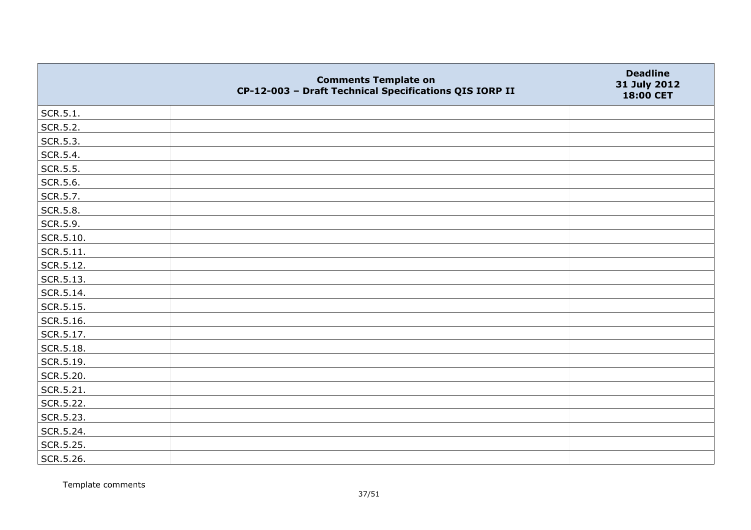|  | Comments Template on CP-12-003 – Draft Technical Specifications QIS IORP II | Deadline 31 July 2012 18:00 CET |
|---|---|---|
| SCR.5.1. | | |
| SCR.5.2. | | |
| SCR.5.3. | | |
| SCR.5.4. | | |
| SCR.5.5. | | |
| SCR.5.6. | | |
| SCR.5.7. | | |
| SCR.5.8. | | |
| SCR.5.9. | | |
| SCR.5.10. | | |
| SCR.5.11. | | |
| SCR.5.12. | | |
| SCR.5.13. | | |
| SCR.5.14. | | |
| SCR.5.15. | | |
| SCR.5.16. | | |
| SCR.5.17. | | |
| SCR.5.18. | | |
| SCR.5.19. | | |
| SCR.5.20. | | |
| SCR.5.21. | | |
| SCR.5.22. | | |
| SCR.5.23. | | |
| SCR.5.24. | | |
| SCR.5.25. | | |
| SCR.5.26. | | |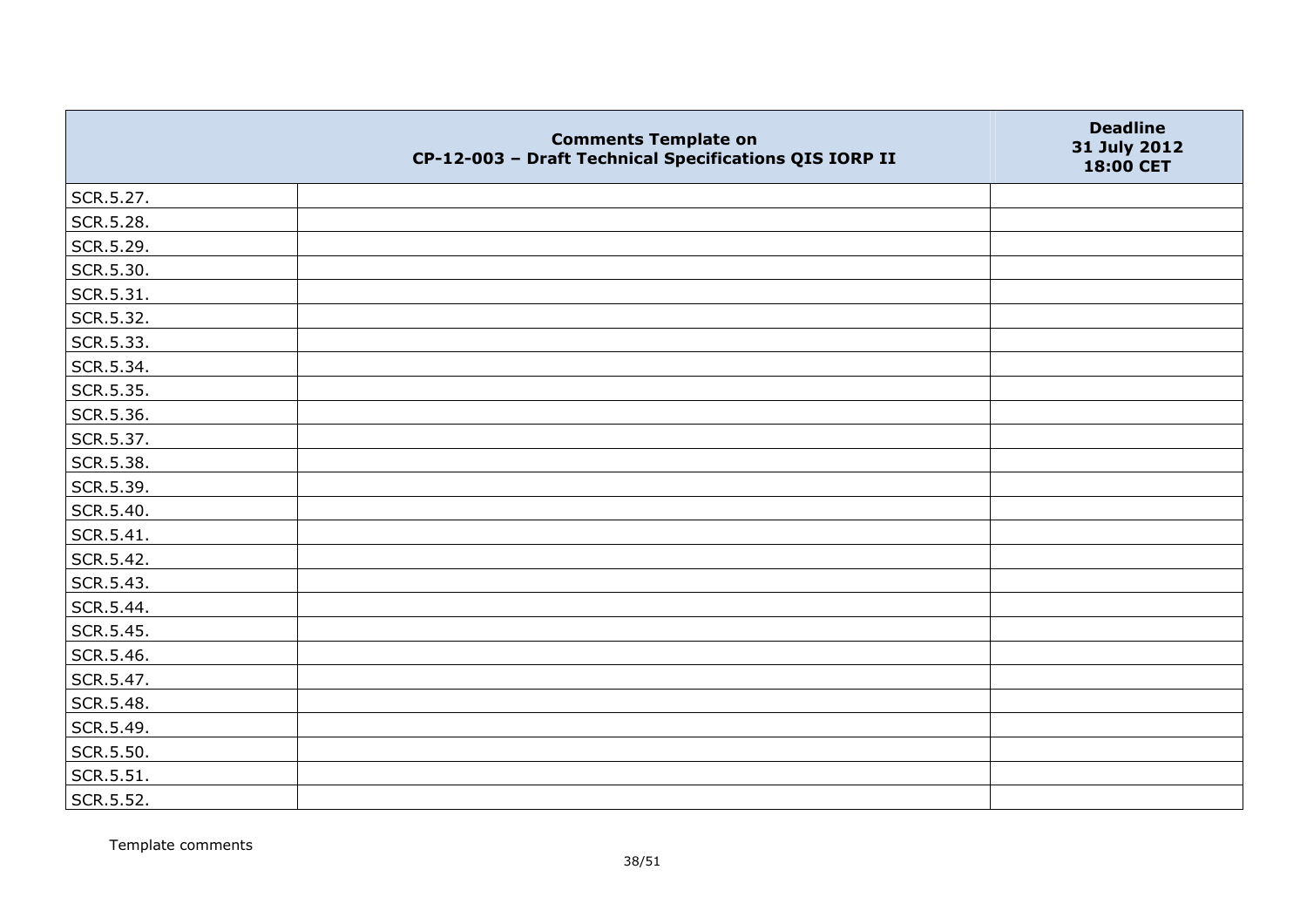|  | Comments Template on CP-12-003 – Draft Technical Specifications QIS IORP II | Deadline 31 July 2012 18:00 CET |
|---|---|---|
| SCR.5.27. |  |  |
| SCR.5.28. |  |  |
| SCR.5.29. |  |  |
| SCR.5.30. |  |  |
| SCR.5.31. |  |  |
| SCR.5.32. |  |  |
| SCR.5.33. |  |  |
| SCR.5.34. |  |  |
| SCR.5.35. |  |  |
| SCR.5.36. |  |  |
| SCR.5.37. |  |  |
| SCR.5.38. |  |  |
| SCR.5.39. |  |  |
| SCR.5.40. |  |  |
| SCR.5.41. |  |  |
| SCR.5.42. |  |  |
| SCR.5.43. |  |  |
| SCR.5.44. |  |  |
| SCR.5.45. |  |  |
| SCR.5.46. |  |  |
| SCR.5.47. |  |  |
| SCR.5.48. |  |  |
| SCR.5.49. |  |  |
| SCR.5.50. |  |  |
| SCR.5.51. |  |  |
| SCR.5.52. |  |  |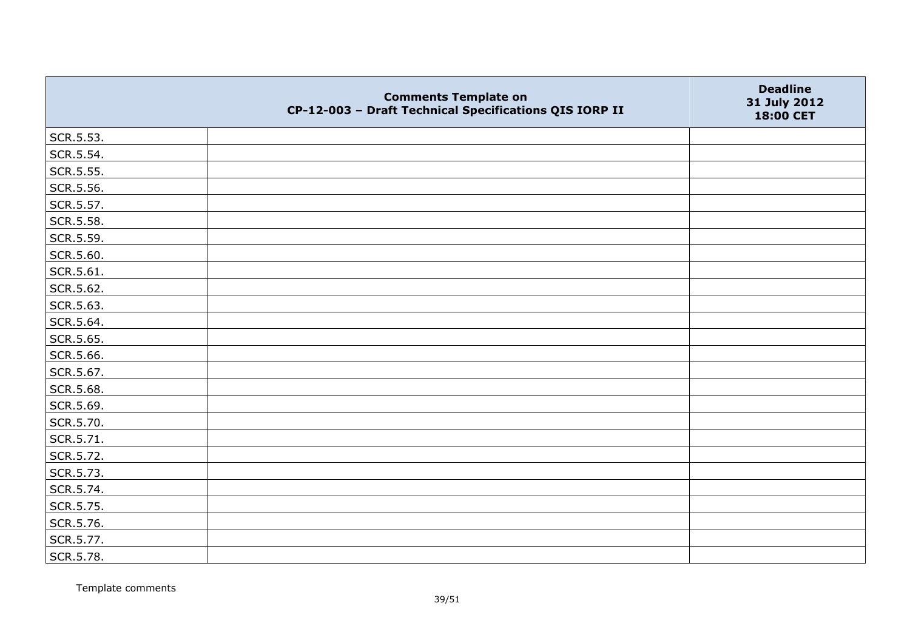| | Comments Template on CP-12-003 – Draft Technical Specifications QIS IORP II | Deadline 31 July 2012 18:00 CET |
|---|---|---|
| SCR.5.53. | | |
| SCR.5.54. | | |
| SCR.5.55. | | |
| SCR.5.56. | | |
| SCR.5.57. | | |
| SCR.5.58. | | |
| SCR.5.59. | | |
| SCR.5.60. | | |
| SCR.5.61. | | |
| SCR.5.62. | | |
| SCR.5.63. | | |
| SCR.5.64. | | |
| SCR.5.65. | | |
| SCR.5.66. | | |
| SCR.5.67. | | |
| SCR.5.68. | | |
| SCR.5.69. | | |
| SCR.5.70. | | |
| SCR.5.71. | | |
| SCR.5.72. | | |
| SCR.5.73. | | |
| SCR.5.74. | | |
| SCR.5.75. | | |
| SCR.5.76. | | |
| SCR.5.77. | | |
| SCR.5.78. | | |

Template comments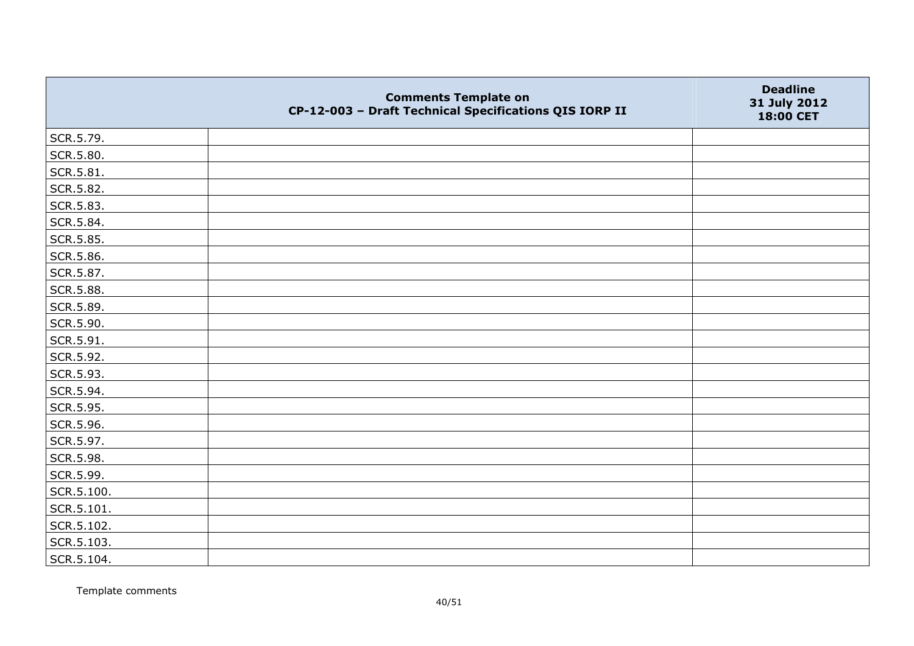| | Comments Template on CP-12-003 – Draft Technical Specifications QIS IORP II | Deadline 31 July 2012 18:00 CET |
|---|---|---|
| SCR.5.79. | | |
| SCR.5.80. | | |
| SCR.5.81. | | |
| SCR.5.82. | | |
| SCR.5.83. | | |
| SCR.5.84. | | |
| SCR.5.85. | | |
| SCR.5.86. | | |
| SCR.5.87. | | |
| SCR.5.88. | | |
| SCR.5.89. | | |
| SCR.5.90. | | |
| SCR.5.91. | | |
| SCR.5.92. | | |
| SCR.5.93. | | |
| SCR.5.94. | | |
| SCR.5.95. | | |
| SCR.5.96. | | |
| SCR.5.97. | | |
| SCR.5.98. | | |
| SCR.5.99. | | |
| SCR.5.100. | | |
| SCR.5.101. | | |
| SCR.5.102. | | |
| SCR.5.103. | | |
| SCR.5.104. | | |

Template comments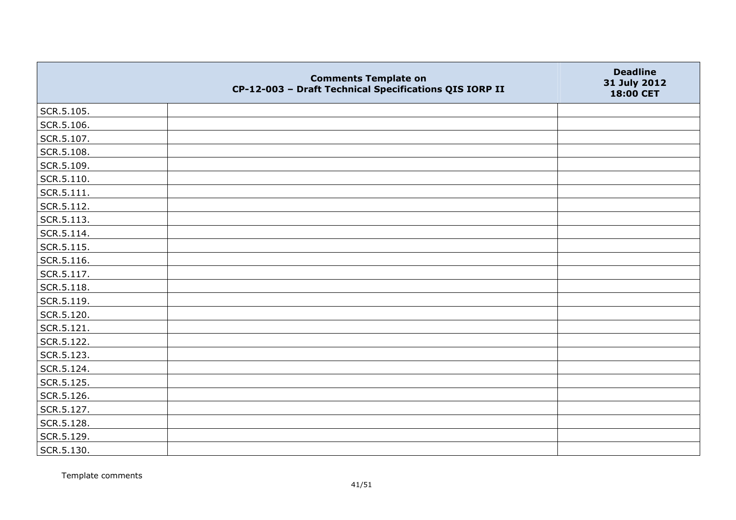| | Comments Template on CP-12-003 – Draft Technical Specifications QIS IORP II | Deadline 31 July 2012 18:00 CET |
|---|---|---|
| SCR.5.105. | | |
| SCR.5.106. | | |
| SCR.5.107. | | |
| SCR.5.108. | | |
| SCR.5.109. | | |
| SCR.5.110. | | |
| SCR.5.111. | | |
| SCR.5.112. | | |
| SCR.5.113. | | |
| SCR.5.114. | | |
| SCR.5.115. | | |
| SCR.5.116. | | |
| SCR.5.117. | | |
| SCR.5.118. | | |
| SCR.5.119. | | |
| SCR.5.120. | | |
| SCR.5.121. | | |
| SCR.5.122. | | |
| SCR.5.123. | | |
| SCR.5.124. | | |
| SCR.5.125. | | |
| SCR.5.126. | | |
| SCR.5.127. | | |
| SCR.5.128. | | |
| SCR.5.129. | | |
| SCR.5.130. | | |

Template comments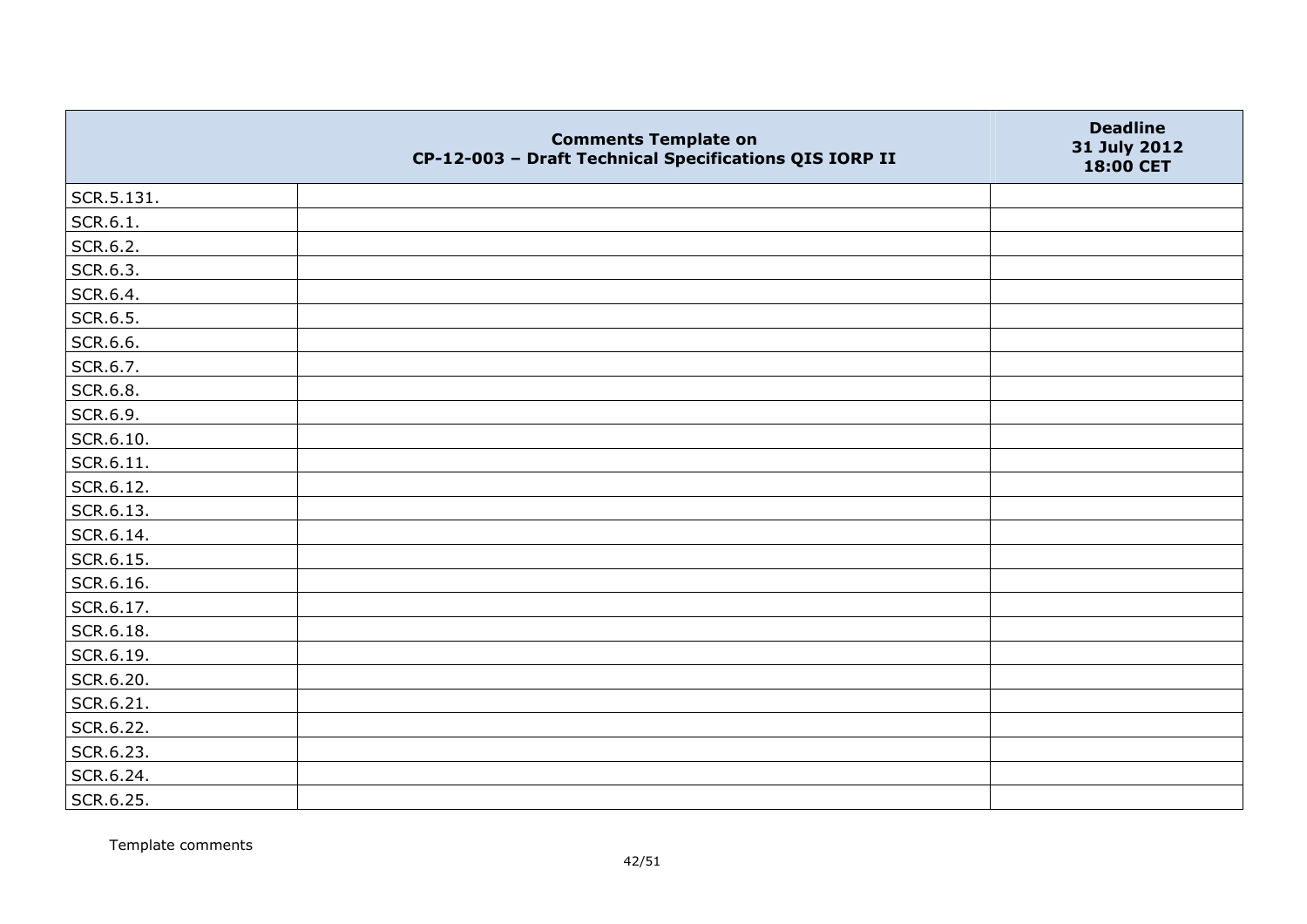| | Comments Template on CP-12-003 – Draft Technical Specifications QIS IORP II | Deadline 31 July 2012 18:00 CET |
|---|---|---|
| SCR.5.131. | | |
| SCR.6.1. | | |
| SCR.6.2. | | |
| SCR.6.3. | | |
| SCR.6.4. | | |
| SCR.6.5. | | |
| SCR.6.6. | | |
| SCR.6.7. | | |
| SCR.6.8. | | |
| SCR.6.9. | | |
| SCR.6.10. | | |
| SCR.6.11. | | |
| SCR.6.12. | | |
| SCR.6.13. | | |
| SCR.6.14. | | |
| SCR.6.15. | | |
| SCR.6.16. | | |
| SCR.6.17. | | |
| SCR.6.18. | | |
| SCR.6.19. | | |
| SCR.6.20. | | |
| SCR.6.21. | | |
| SCR.6.22. | | |
| SCR.6.23. | | |
| SCR.6.24. | | |
| SCR.6.25. | | |

Template comments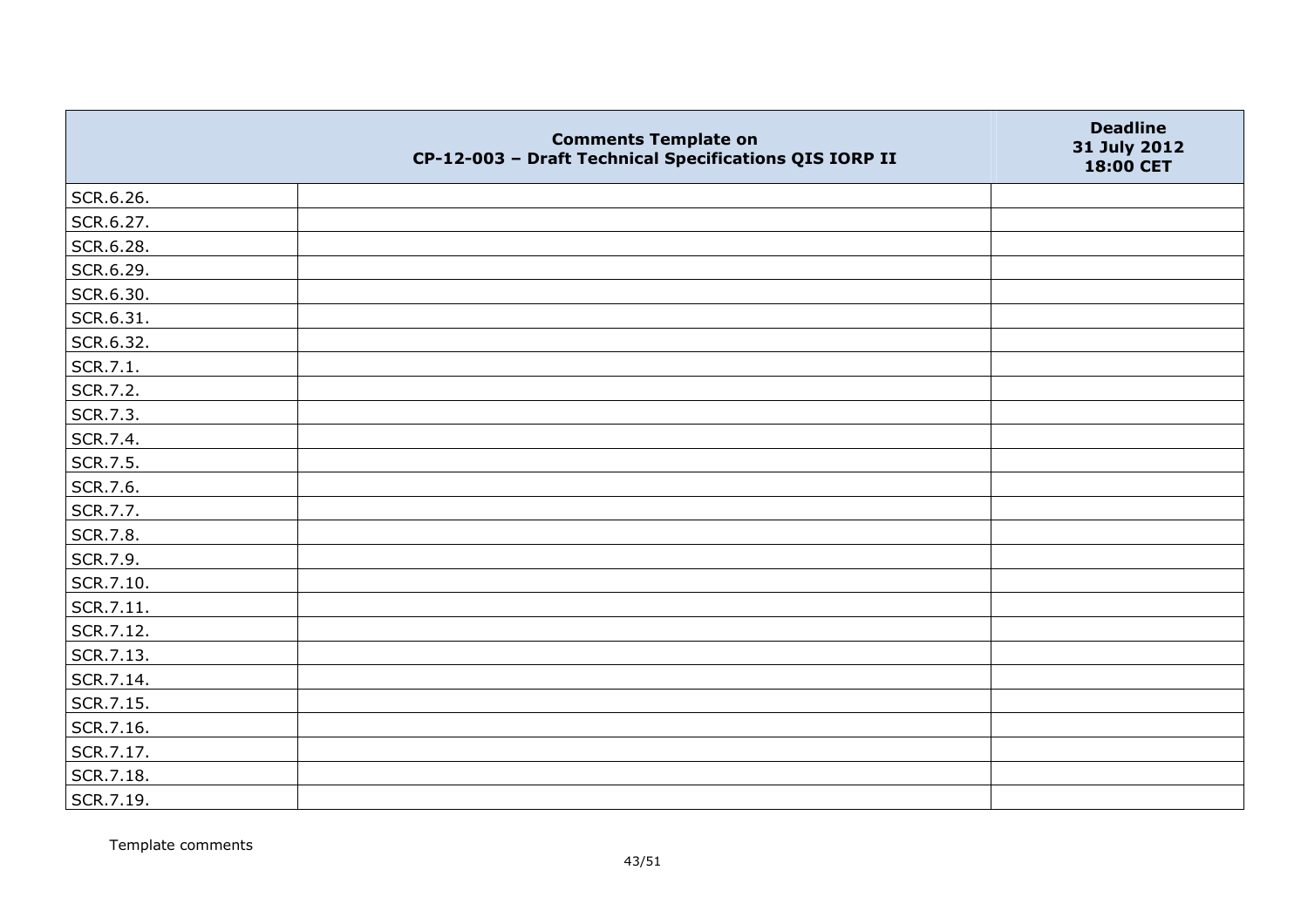| | Comments Template on CP-12-003 – Draft Technical Specifications QIS IORP II | Deadline 31 July 2012 18:00 CET |
|---|---|---|
| SCR.6.26. | | |
| SCR.6.27. | | |
| SCR.6.28. | | |
| SCR.6.29. | | |
| SCR.6.30. | | |
| SCR.6.31. | | |
| SCR.6.32. | | |
| SCR.7.1. | | |
| SCR.7.2. | | |
| SCR.7.3. | | |
| SCR.7.4. | | |
| SCR.7.5. | | |
| SCR.7.6. | | |
| SCR.7.7. | | |
| SCR.7.8. | | |
| SCR.7.9. | | |
| SCR.7.10. | | |
| SCR.7.11. | | |
| SCR.7.12. | | |
| SCR.7.13. | | |
| SCR.7.14. | | |
| SCR.7.15. | | |
| SCR.7.16. | | |
| SCR.7.17. | | |
| SCR.7.18. | | |
| SCR.7.19. | | |

Template comments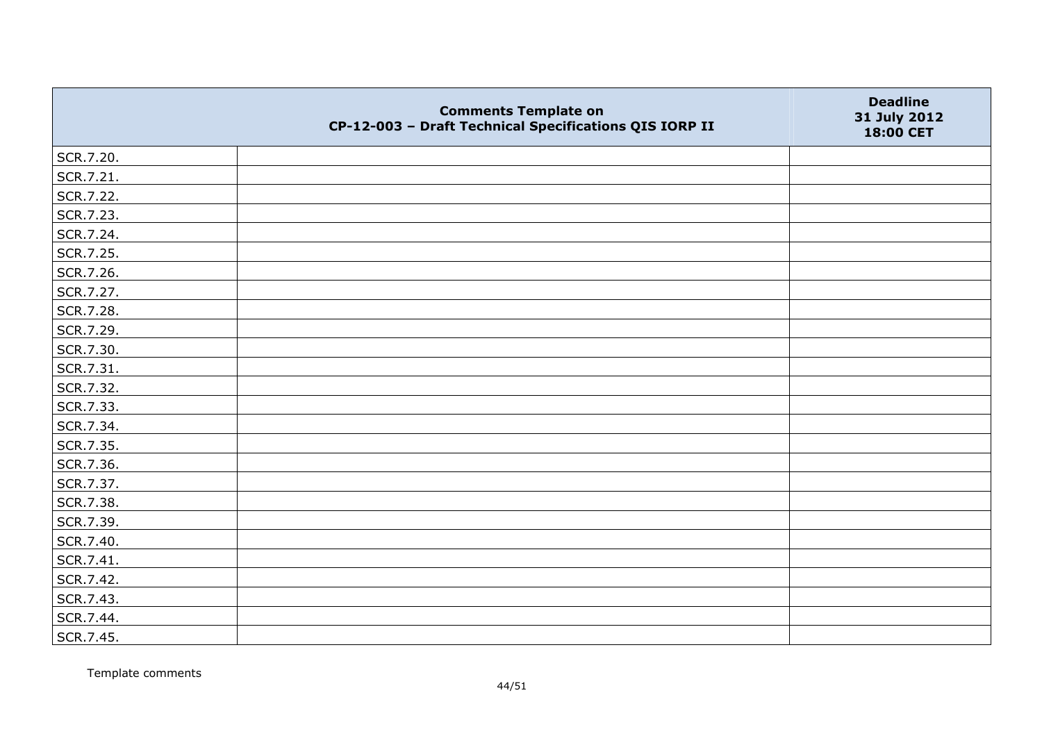| | Comments Template on CP-12-003 – Draft Technical Specifications QIS IORP II | Deadline 31 July 2012 18:00 CET |
|---|---|---|
| SCR.7.20. | | |
| SCR.7.21. | | |
| SCR.7.22. | | |
| SCR.7.23. | | |
| SCR.7.24. | | |
| SCR.7.25. | | |
| SCR.7.26. | | |
| SCR.7.27. | | |
| SCR.7.28. | | |
| SCR.7.29. | | |
| SCR.7.30. | | |
| SCR.7.31. | | |
| SCR.7.32. | | |
| SCR.7.33. | | |
| SCR.7.34. | | |
| SCR.7.35. | | |
| SCR.7.36. | | |
| SCR.7.37. | | |
| SCR.7.38. | | |
| SCR.7.39. | | |
| SCR.7.40. | | |
| SCR.7.41. | | |
| SCR.7.42. | | |
| SCR.7.43. | | |
| SCR.7.44. | | |
| SCR.7.45. | | |

Template comments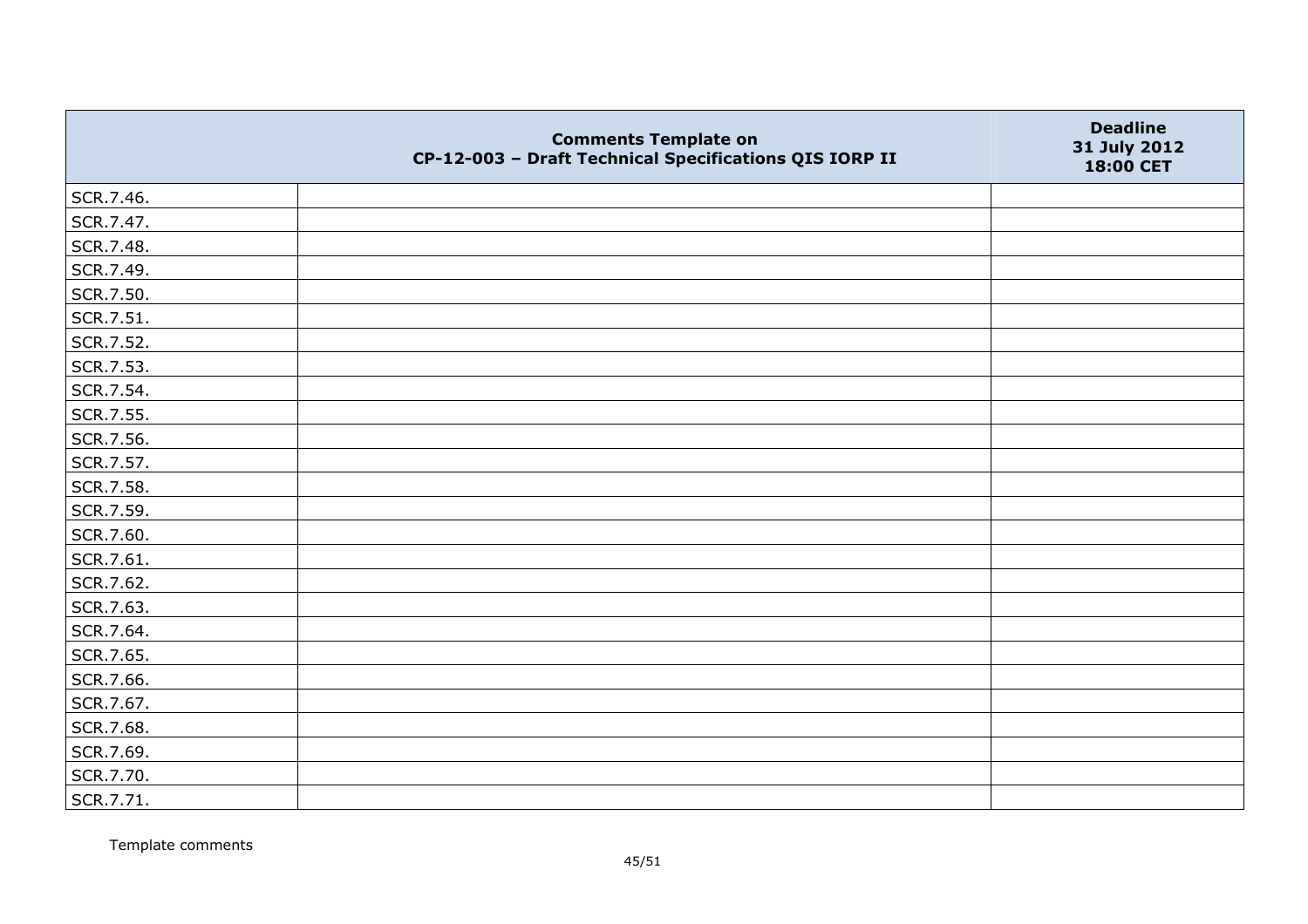| | Comments Template on CP-12-003 – Draft Technical Specifications QIS IORP II | Deadline 31 July 2012 18:00 CET |
|---|---|---|
| SCR.7.46. | | |
| SCR.7.47. | | |
| SCR.7.48. | | |
| SCR.7.49. | | |
| SCR.7.50. | | |
| SCR.7.51. | | |
| SCR.7.52. | | |
| SCR.7.53. | | |
| SCR.7.54. | | |
| SCR.7.55. | | |
| SCR.7.56. | | |
| SCR.7.57. | | |
| SCR.7.58. | | |
| SCR.7.59. | | |
| SCR.7.60. | | |
| SCR.7.61. | | |
| SCR.7.62. | | |
| SCR.7.63. | | |
| SCR.7.64. | | |
| SCR.7.65. | | |
| SCR.7.66. | | |
| SCR.7.67. | | |
| SCR.7.68. | | |
| SCR.7.69. | | |
| SCR.7.70. | | |
| SCR.7.71. | | |

Template comments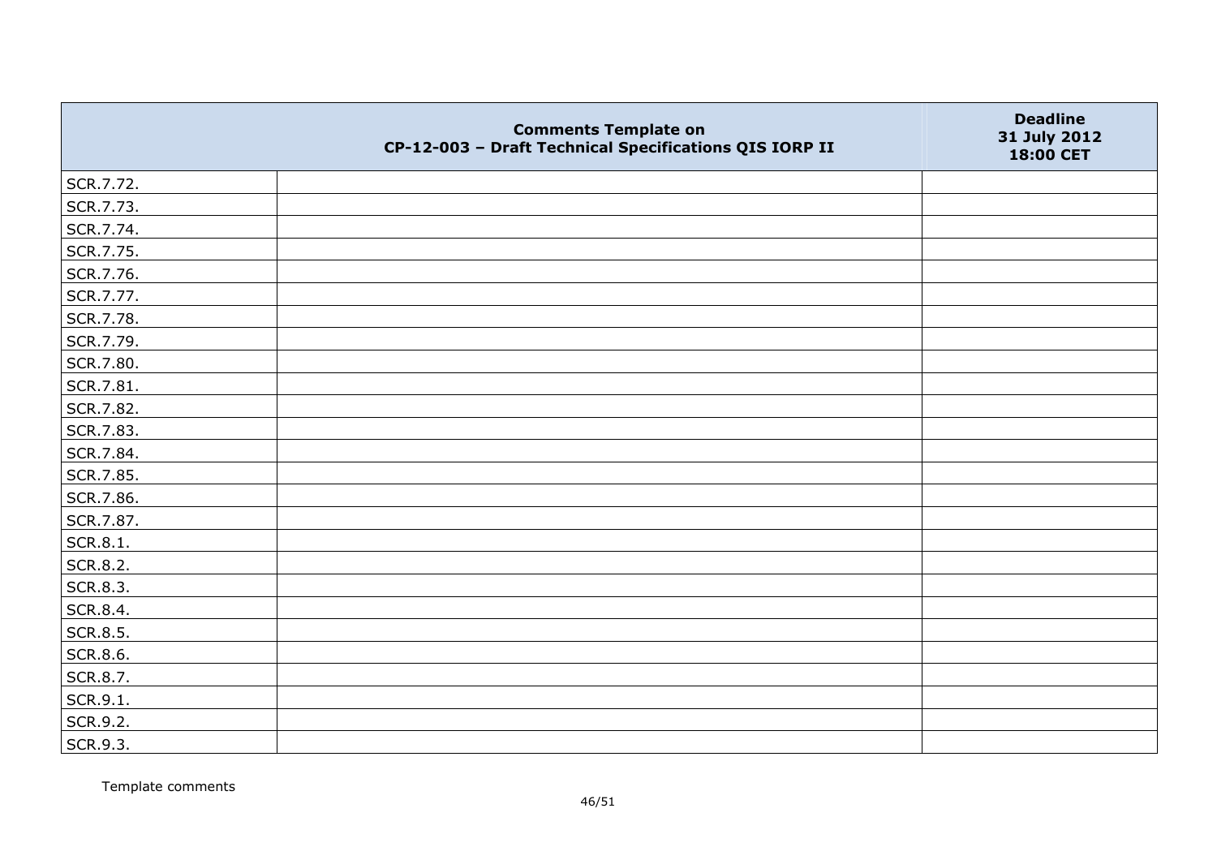| | Comments Template on CP-12-003 – Draft Technical Specifications QIS IORP II | Deadline 31 July 2012 18:00 CET |
|---|---|---|
| SCR.7.72. | | |
| SCR.7.73. | | |
| SCR.7.74. | | |
| SCR.7.75. | | |
| SCR.7.76. | | |
| SCR.7.77. | | |
| SCR.7.78. | | |
| SCR.7.79. | | |
| SCR.7.80. | | |
| SCR.7.81. | | |
| SCR.7.82. | | |
| SCR.7.83. | | |
| SCR.7.84. | | |
| SCR.7.85. | | |
| SCR.7.86. | | |
| SCR.7.87. | | |
| SCR.8.1. | | |
| SCR.8.2. | | |
| SCR.8.3. | | |
| SCR.8.4. | | |
| SCR.8.5. | | |
| SCR.8.6. | | |
| SCR.8.7. | | |
| SCR.9.1. | | |
| SCR.9.2. | | |
| SCR.9.3. | | |

Template comments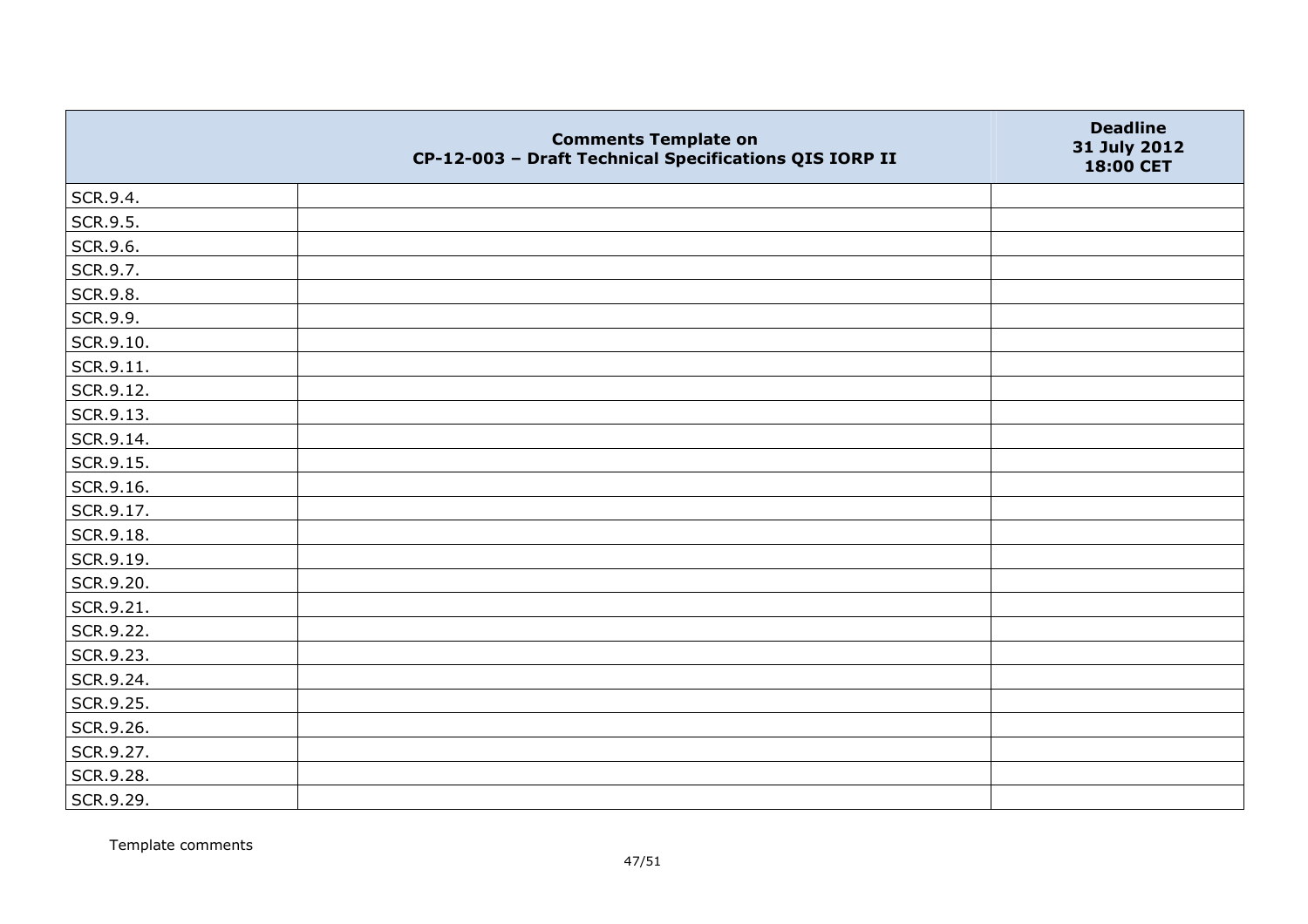| | Comments Template on CP-12-003 – Draft Technical Specifications QIS IORP II | Deadline 31 July 2012 18:00 CET |
|---|---|---|
| SCR.9.4. | | |
| SCR.9.5. | | |
| SCR.9.6. | | |
| SCR.9.7. | | |
| SCR.9.8. | | |
| SCR.9.9. | | |
| SCR.9.10. | | |
| SCR.9.11. | | |
| SCR.9.12. | | |
| SCR.9.13. | | |
| SCR.9.14. | | |
| SCR.9.15. | | |
| SCR.9.16. | | |
| SCR.9.17. | | |
| SCR.9.18. | | |
| SCR.9.19. | | |
| SCR.9.20. | | |
| SCR.9.21. | | |
| SCR.9.22. | | |
| SCR.9.23. | | |
| SCR.9.24. | | |
| SCR.9.25. | | |
| SCR.9.26. | | |
| SCR.9.27. | | |
| SCR.9.28. | | |
| SCR.9.29. | | |

Template comments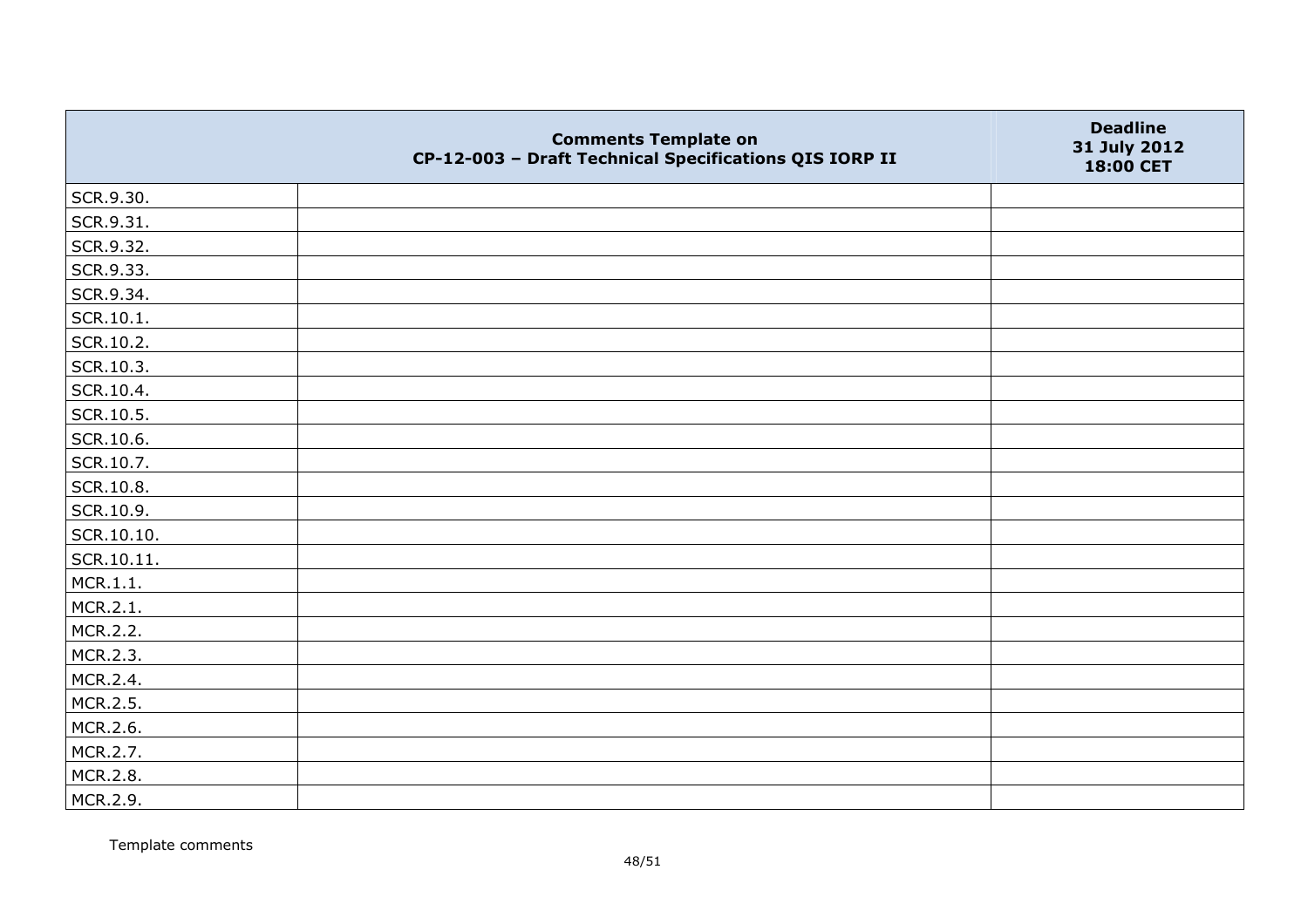| | Comments Template on CP-12-003 – Draft Technical Specifications QIS IORP II | Deadline 31 July 2012 18:00 CET |
|---|---|---|
| SCR.9.30. | | |
| SCR.9.31. | | |
| SCR.9.32. | | |
| SCR.9.33. | | |
| SCR.9.34. | | |
| SCR.10.1. | | |
| SCR.10.2. | | |
| SCR.10.3. | | |
| SCR.10.4. | | |
| SCR.10.5. | | |
| SCR.10.6. | | |
| SCR.10.7. | | |
| SCR.10.8. | | |
| SCR.10.9. | | |
| SCR.10.10. | | |
| SCR.10.11. | | |
| MCR.1.1. | | |
| MCR.2.1. | | |
| MCR.2.2. | | |
| MCR.2.3. | | |
| MCR.2.4. | | |
| MCR.2.5. | | |
| MCR.2.6. | | |
| MCR.2.7. | | |
| MCR.2.8. | | |
| MCR.2.9. | | |

Template comments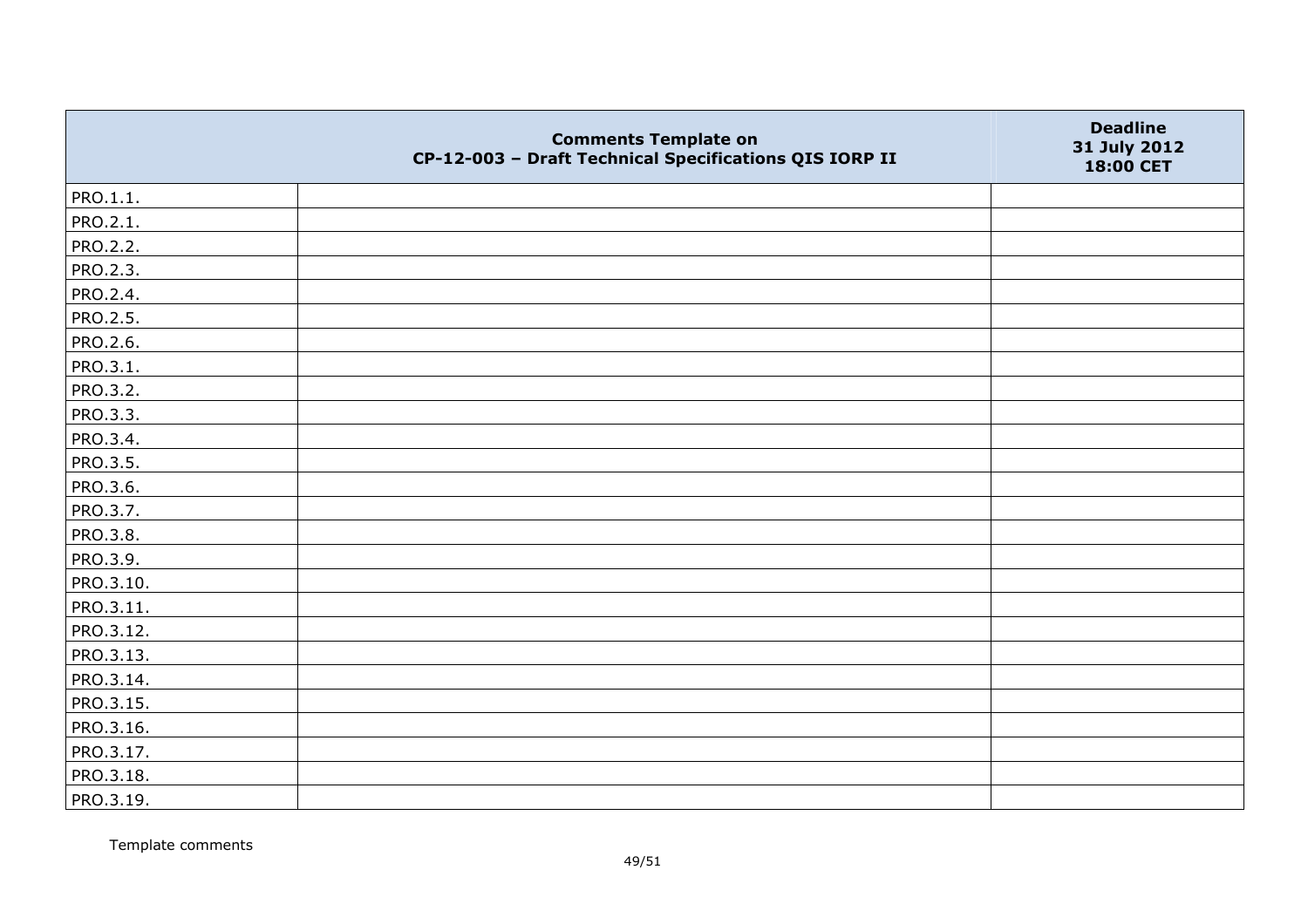| | Comments Template on CP-12-003 – Draft Technical Specifications QIS IORP II | Deadline 31 July 2012 18:00 CET |
|---|---|---|
| PRO.1.1. | | |
| PRO.2.1. | | |
| PRO.2.2. | | |
| PRO.2.3. | | |
| PRO.2.4. | | |
| PRO.2.5. | | |
| PRO.2.6. | | |
| PRO.3.1. | | |
| PRO.3.2. | | |
| PRO.3.3. | | |
| PRO.3.4. | | |
| PRO.3.5. | | |
| PRO.3.6. | | |
| PRO.3.7. | | |
| PRO.3.8. | | |
| PRO.3.9. | | |
| PRO.3.10. | | |
| PRO.3.11. | | |
| PRO.3.12. | | |
| PRO.3.13. | | |
| PRO.3.14. | | |
| PRO.3.15. | | |
| PRO.3.16. | | |
| PRO.3.17. | | |
| PRO.3.18. | | |
| PRO.3.19. | | |

Template comments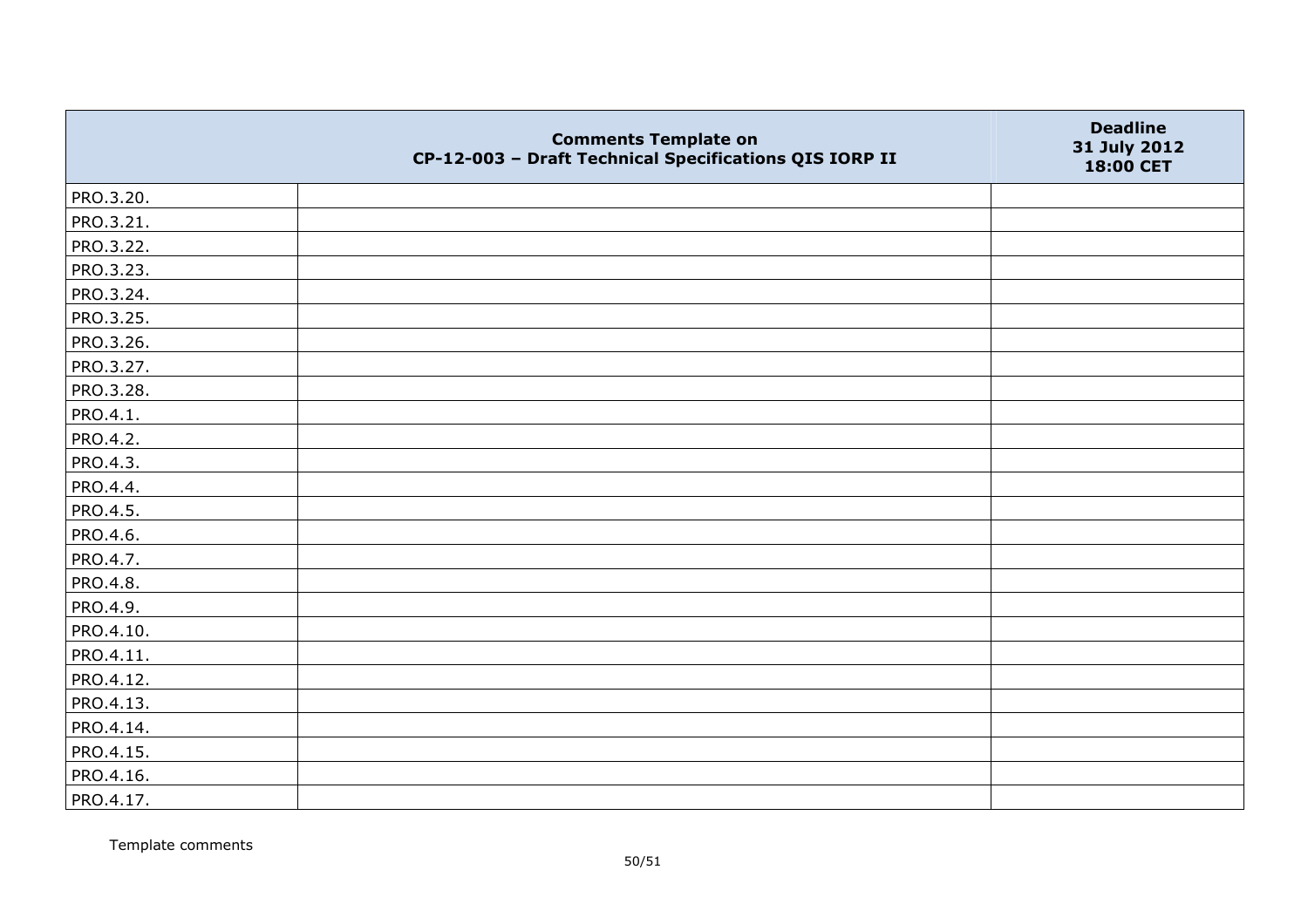| | Comments Template on CP-12-003 – Draft Technical Specifications QIS IORP II | Deadline 31 July 2012 18:00 CET |
|---|---|---|
| PRO.3.20. | | |
| PRO.3.21. | | |
| PRO.3.22. | | |
| PRO.3.23. | | |
| PRO.3.24. | | |
| PRO.3.25. | | |
| PRO.3.26. | | |
| PRO.3.27. | | |
| PRO.3.28. | | |
| PRO.4.1. | | |
| PRO.4.2. | | |
| PRO.4.3. | | |
| PRO.4.4. | | |
| PRO.4.5. | | |
| PRO.4.6. | | |
| PRO.4.7. | | |
| PRO.4.8. | | |
| PRO.4.9. | | |
| PRO.4.10. | | |
| PRO.4.11. | | |
| PRO.4.12. | | |
| PRO.4.13. | | |
| PRO.4.14. | | |
| PRO.4.15. | | |
| PRO.4.16. | | |
| PRO.4.17. | | |

Template comments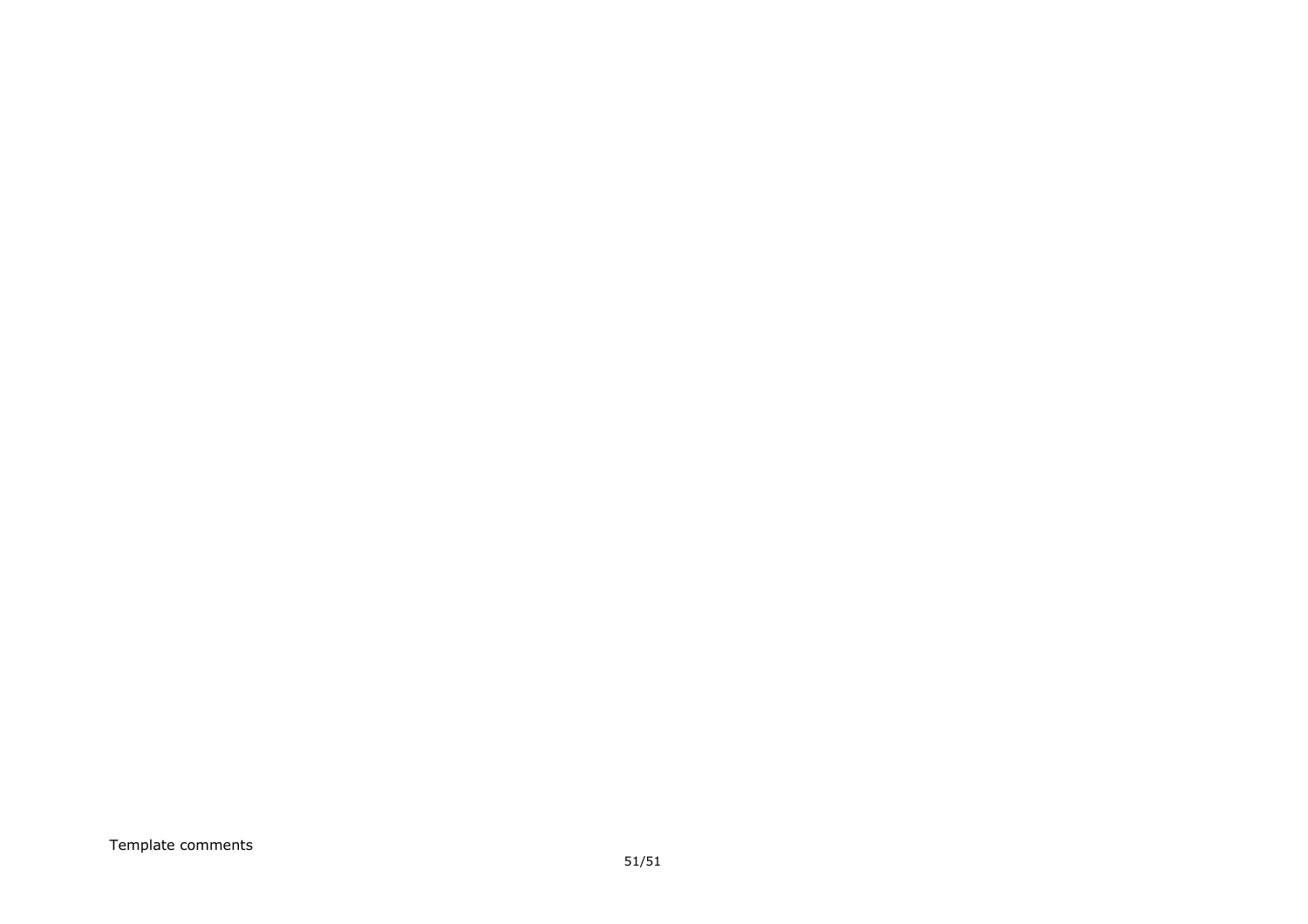Template comments